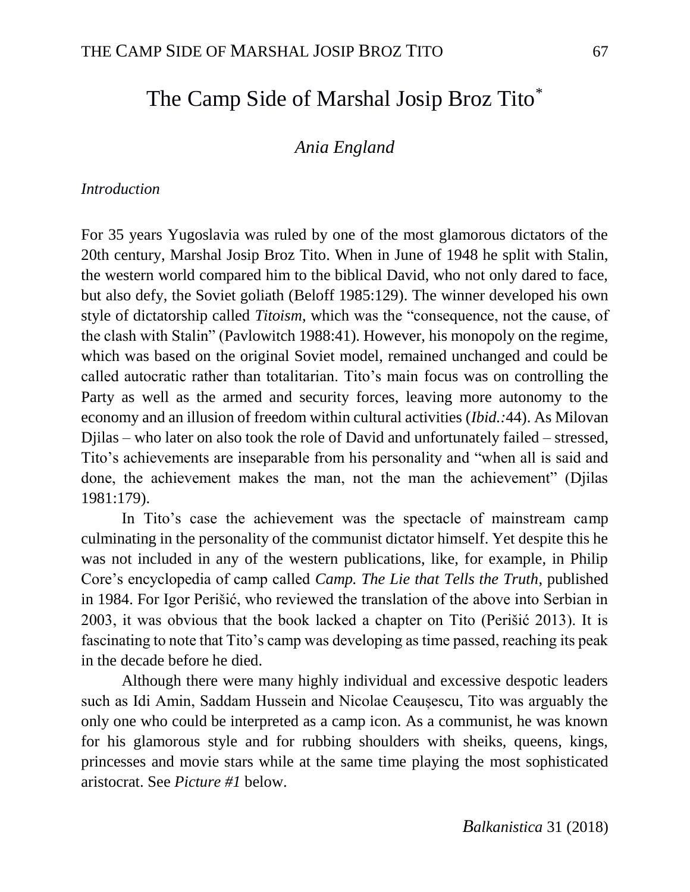# The Camp Side of Marshal Josip Broz Tito[*]

*Ania England*

*Introduction*

For 35 years Yugoslavia was ruled by one of the most glamorous dictators of the 20th century, Marshal Josip Broz Tito. When in June of 1948 he split with Stalin, the western world compared him to the biblical David, who not only dared to face, but also defy, the Soviet goliath (Beloff 1985:129). The winner developed his own style of dictatorship called *Titoism*, which was the "consequence, not the cause, of the clash with Stalin" (Pavlowitch 1988:41). However, his monopoly on the regime, which was based on the original Soviet model, remained unchanged and could be called autocratic rather than totalitarian. Tito's main focus was on controlling the Party as well as the armed and security forces, leaving more autonomy to the economy and an illusion of freedom within cultural activities (*Ibid.:*44). As Milovan Djilas – who later on also took the role of David and unfortunately failed – stressed, Tito's achievements are inseparable from his personality and "when all is said and done, the achievement makes the man, not the man the achievement" (Djilas 1981:179).

In Tito's case the achievement was the spectacle of mainstream camp culminating in the personality of the communist dictator himself. Yet despite this he was not included in any of the western publications, like, for example, in Philip Core's encyclopedia of camp called *Camp. The Lie that Tells the Truth*, published in 1984. For Igor Perišić, who reviewed the translation of the above into Serbian in 2003, it was obvious that the book lacked a chapter on Tito (Perišić 2013). It is fascinating to note that Tito's camp was developing as time passed, reaching its peak in the decade before he died.

Although there were many highly individual and excessive despotic leaders such as Idi Amin, Saddam Hussein and Nicolae Ceaușescu, Tito was arguably the only one who could be interpreted as a camp icon. As a communist, he was known for his glamorous style and for rubbing shoulders with sheiks, queens, kings, princesses and movie stars while at the same time playing the most sophisticated aristocrat. See *Picture #1* below.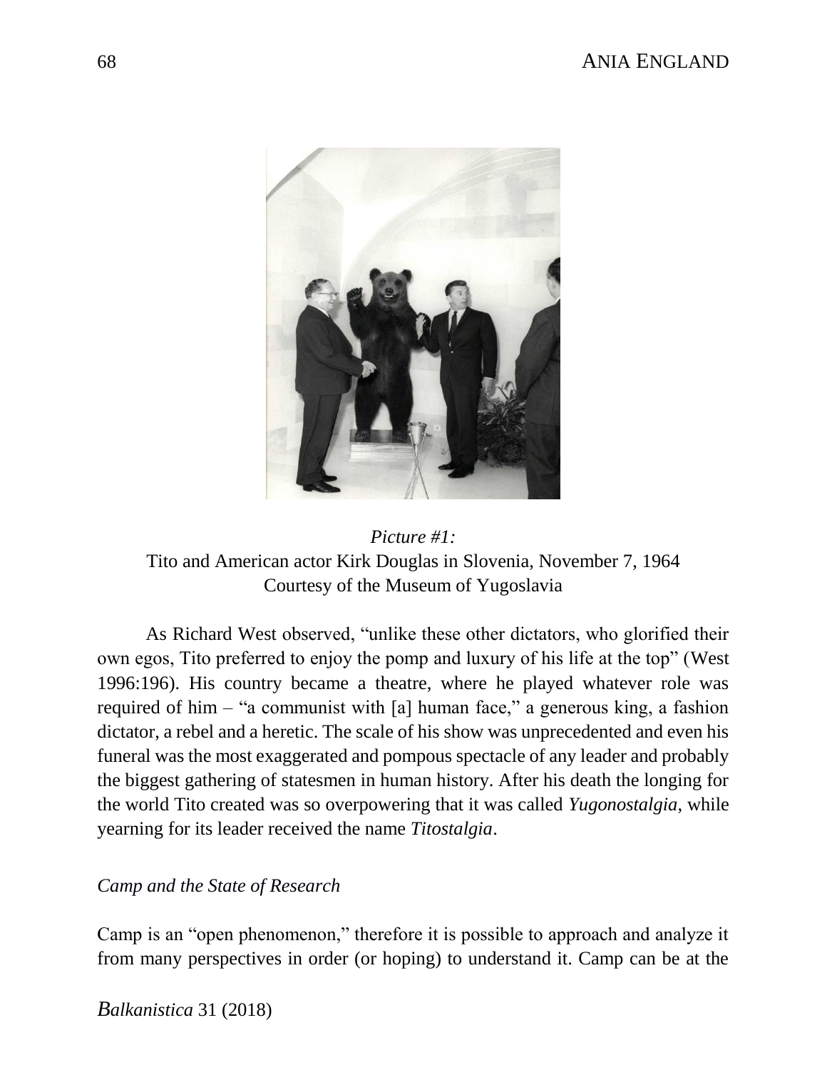*Picture #1:*
Tito and American actor Kirk Douglas in Slovenia, November 7, 1964
Courtesy of the Museum of Yugoslavia

As Richard West observed, "unlike these other dictators, who glorified their own egos, Tito preferred to enjoy the pomp and luxury of his life at the top" (West 1996:196). His country became a theatre, where he played whatever role was required of him – "a communist with [a] human face," a generous king, a fashion dictator, a rebel and a heretic. The scale of his show was unprecedented and even his funeral was the most exaggerated and pompous spectacle of any leader and probably the biggest gathering of statesmen in human history. After his death the longing for the world Tito created was so overpowering that it was called *Yugonostalgia*, while yearning for its leader received the name *Titostalgia*.

*Camp and the State of Research*

Camp is an "open phenomenon," therefore it is possible to approach and analyze it from many perspectives in order (or hoping) to understand it. Camp can be at the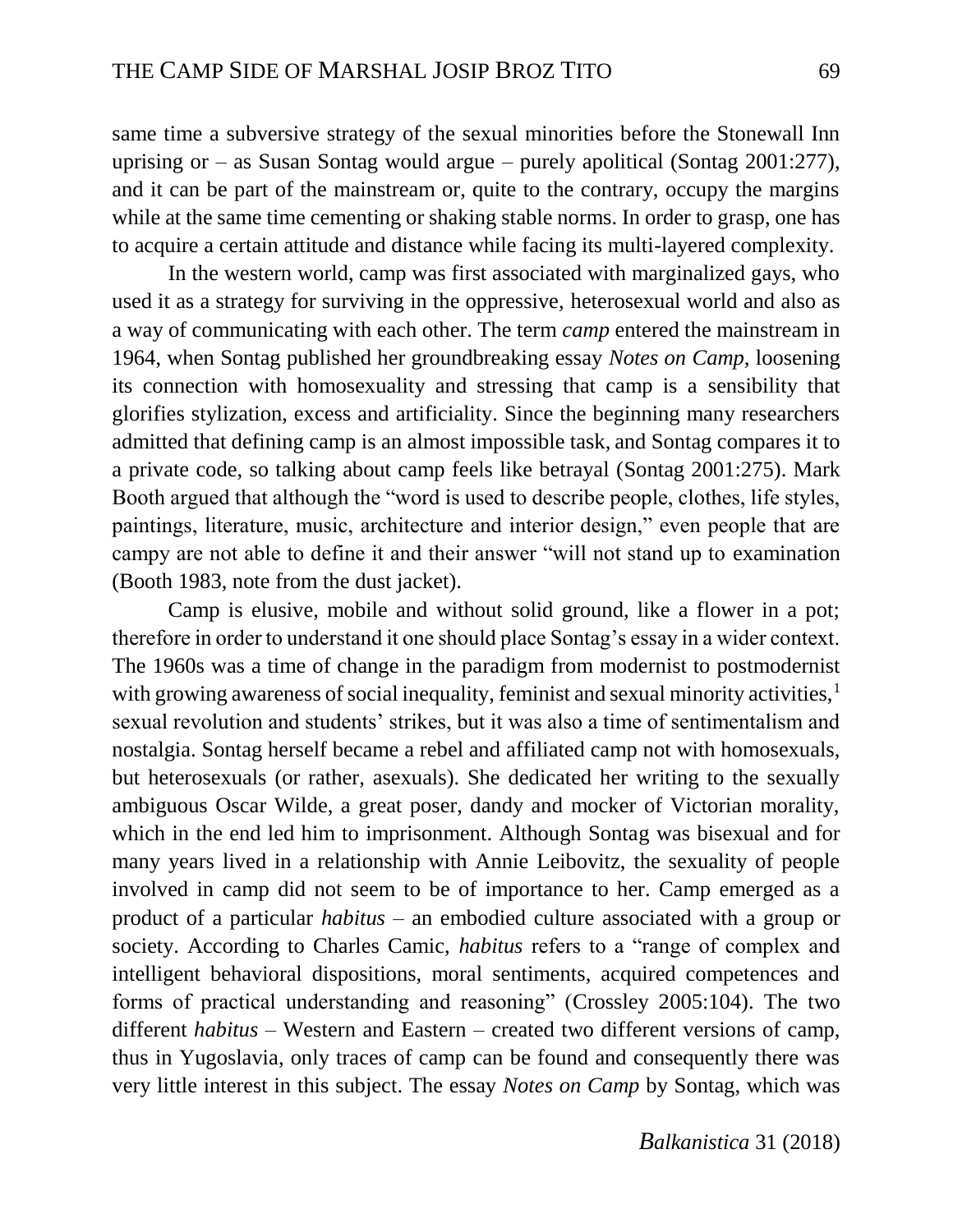same time a subversive strategy of the sexual minorities before the Stonewall Inn uprising or – as Susan Sontag would argue – purely apolitical (Sontag 2001:277), and it can be part of the mainstream or, quite to the contrary, occupy the margins while at the same time cementing or shaking stable norms. In order to grasp, one has to acquire a certain attitude and distance while facing its multi-layered complexity.

In the western world, camp was first associated with marginalized gays, who used it as a strategy for surviving in the oppressive, heterosexual world and also as a way of communicating with each other. The term *camp* entered the mainstream in 1964, when Sontag published her groundbreaking essay *Notes on Camp,* loosening its connection with homosexuality and stressing that camp is a sensibility that glorifies stylization, excess and artificiality. Since the beginning many researchers admitted that defining camp is an almost impossible task, and Sontag compares it to a private code, so talking about camp feels like betrayal (Sontag 2001:275). Mark Booth argued that although the "word is used to describe people, clothes, life styles, paintings, literature, music, architecture and interior design," even people that are campy are not able to define it and their answer "will not stand up to examination (Booth 1983, note from the dust jacket).

Camp is elusive, mobile and without solid ground, like a flower in a pot; therefore in order to understand it one should place Sontag's essay in a wider context. The 1960s was a time of change in the paradigm from modernist to postmodernist with growing awareness of social inequality, feminist and sexual minority activities,[1] sexual revolution and students' strikes, but it was also a time of sentimentalism and nostalgia. Sontag herself became a rebel and affiliated camp not with homosexuals, but heterosexuals (or rather, asexuals). She dedicated her writing to the sexually ambiguous Oscar Wilde, a great poser, dandy and mocker of Victorian morality, which in the end led him to imprisonment. Although Sontag was bisexual and for many years lived in a relationship with Annie Leibovitz, the sexuality of people involved in camp did not seem to be of importance to her. Camp emerged as a product of a particular *habitus* – an embodied culture associated with a group or society. According to Charles Camic, *habitus* refers to a "range of complex and intelligent behavioral dispositions, moral sentiments, acquired competences and forms of practical understanding and reasoning" (Crossley 2005:104). The two different *habitus* – Western and Eastern – created two different versions of camp, thus in Yugoslavia, only traces of camp can be found and consequently there was very little interest in this subject. The essay *Notes on Camp* by Sontag, which was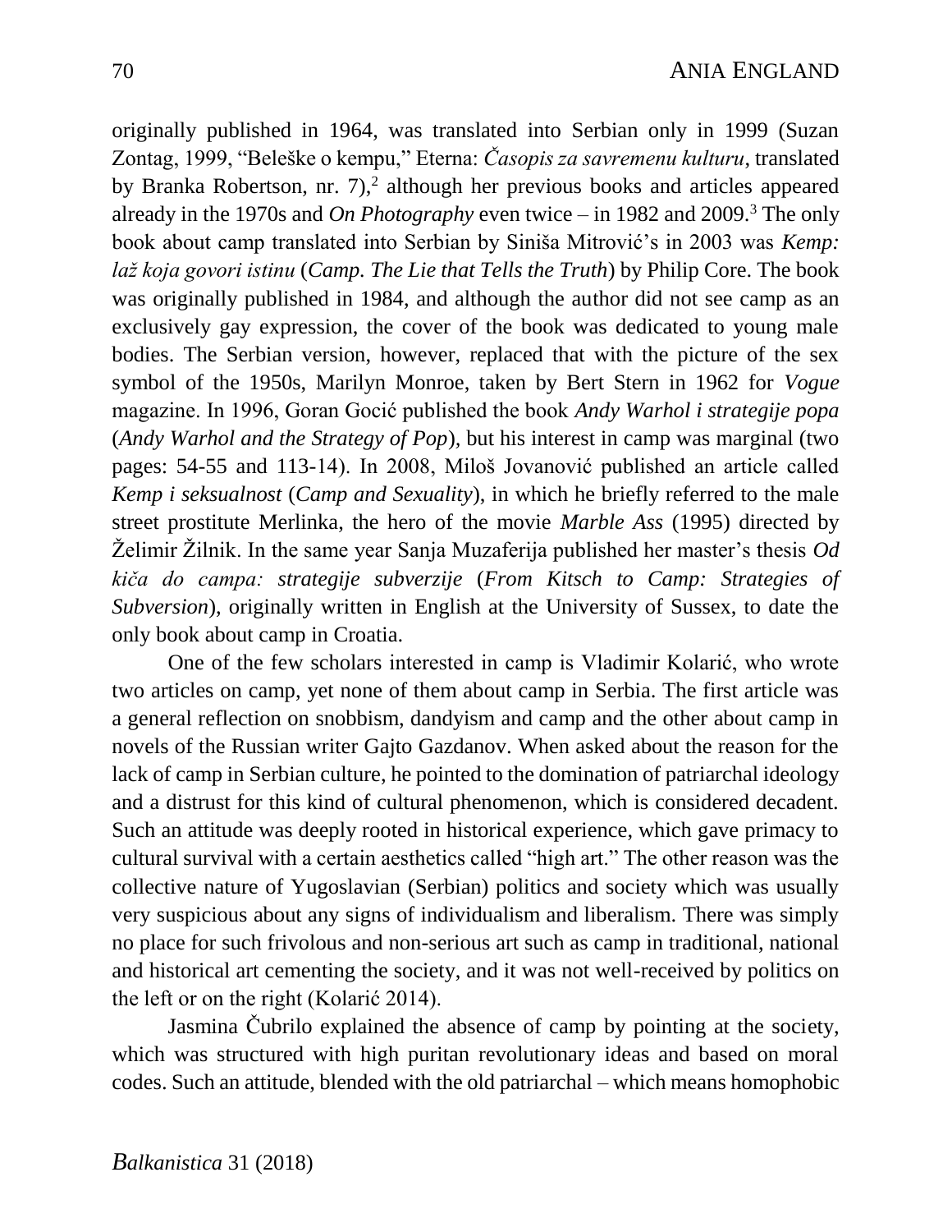originally published in 1964, was translated into Serbian only in 1999 (Suzan Zontag, 1999, "Beleške o kempu," Eterna: *Časopis za savremenu kulturu*, translated by Branka Robertson, nr. 7),[2] although her previous books and articles appeared already in the 1970s and *On Photography* even twice – in 1982 and 2009.[3] The only book about camp translated into Serbian by Siniša Mitrović's in 2003 was *Kemp: laž koja govori istinu* (*Camp. The Lie that Tells the Truth*) by Philip Core. The book was originally published in 1984, and although the author did not see camp as an exclusively gay expression, the cover of the book was dedicated to young male bodies. The Serbian version, however, replaced that with the picture of the sex symbol of the 1950s, Marilyn Monroe, taken by Bert Stern in 1962 for *Vogue* magazine. In 1996, Goran Gocić published the book *Andy Warhol i strategije popa* (*Andy Warhol and the Strategy of Pop*), but his interest in camp was marginal (two pages: 54-55 and 113-14). In 2008, Miloš Jovanović published an article called *Kemp i seksualnost* (*Camp and Sexuality*), in which he briefly referred to the male street prostitute Merlinka, the hero of the movie *Marble Ass* (1995) directed by Želimir Žilnik. In the same year Sanja Muzaferija published her master's thesis *Od kiča do campa: strategije subverzije* (*From Kitsch to Camp: Strategies of Subversion*), originally written in English at the University of Sussex, to date the only book about camp in Croatia.

One of the few scholars interested in camp is Vladimir Kolarić, who wrote two articles on camp, yet none of them about camp in Serbia. The first article was a general reflection on snobbism, dandyism and camp and the other about camp in novels of the Russian writer Gajto Gazdanov. When asked about the reason for the lack of camp in Serbian culture, he pointed to the domination of patriarchal ideology and a distrust for this kind of cultural phenomenon, which is considered decadent. Such an attitude was deeply rooted in historical experience, which gave primacy to cultural survival with a certain aesthetics called "high art." The other reason was the collective nature of Yugoslavian (Serbian) politics and society which was usually very suspicious about any signs of individualism and liberalism. There was simply no place for such frivolous and non-serious art such as camp in traditional, national and historical art cementing the society, and it was not well-received by politics on the left or on the right (Kolarić 2014).

Jasmina Čubrilo explained the absence of camp by pointing at the society, which was structured with high puritan revolutionary ideas and based on moral codes. Such an attitude, blended with the old patriarchal – which means homophobic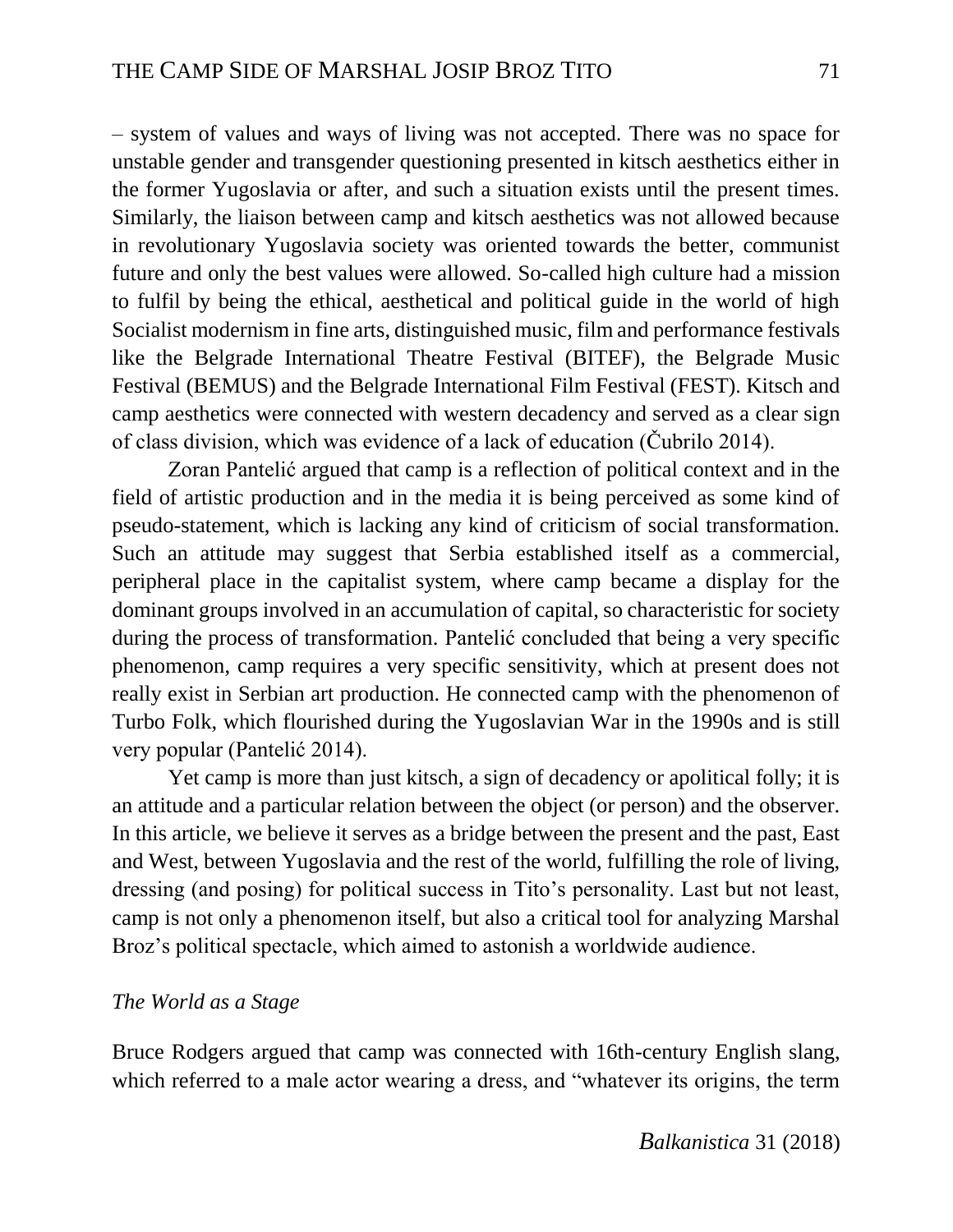– system of values and ways of living was not accepted. There was no space for unstable gender and transgender questioning presented in kitsch aesthetics either in the former Yugoslavia or after, and such a situation exists until the present times. Similarly, the liaison between camp and kitsch aesthetics was not allowed because in revolutionary Yugoslavia society was oriented towards the better, communist future and only the best values were allowed. So-called high culture had a mission to fulfil by being the ethical, aesthetical and political guide in the world of high Socialist modernism in fine arts, distinguished music, film and performance festivals like the Belgrade International Theatre Festival (BITEF), the Belgrade Music Festival (BEMUS) and the Belgrade International Film Festival (FEST). Kitsch and camp aesthetics were connected with western decadency and served as a clear sign of class division, which was evidence of a lack of education (Čubrilo 2014).

Zoran Pantelić argued that camp is a reflection of political context and in the field of artistic production and in the media it is being perceived as some kind of pseudo-statement, which is lacking any kind of criticism of social transformation. Such an attitude may suggest that Serbia established itself as a commercial, peripheral place in the capitalist system, where camp became a display for the dominant groups involved in an accumulation of capital, so characteristic for society during the process of transformation. Pantelić concluded that being a very specific phenomenon, camp requires a very specific sensitivity, which at present does not really exist in Serbian art production. He connected camp with the phenomenon of Turbo Folk, which flourished during the Yugoslavian War in the 1990s and is still very popular (Pantelić 2014).

Yet camp is more than just kitsch, a sign of decadency or apolitical folly; it is an attitude and a particular relation between the object (or person) and the observer. In this article, we believe it serves as a bridge between the present and the past, East and West, between Yugoslavia and the rest of the world, fulfilling the role of living, dressing (and posing) for political success in Tito's personality. Last but not least, camp is not only a phenomenon itself, but also a critical tool for analyzing Marshal Broz's political spectacle, which aimed to astonish a worldwide audience.

### *The World as a Stage*

Bruce Rodgers argued that camp was connected with 16th-century English slang, which referred to a male actor wearing a dress, and "whatever its origins, the term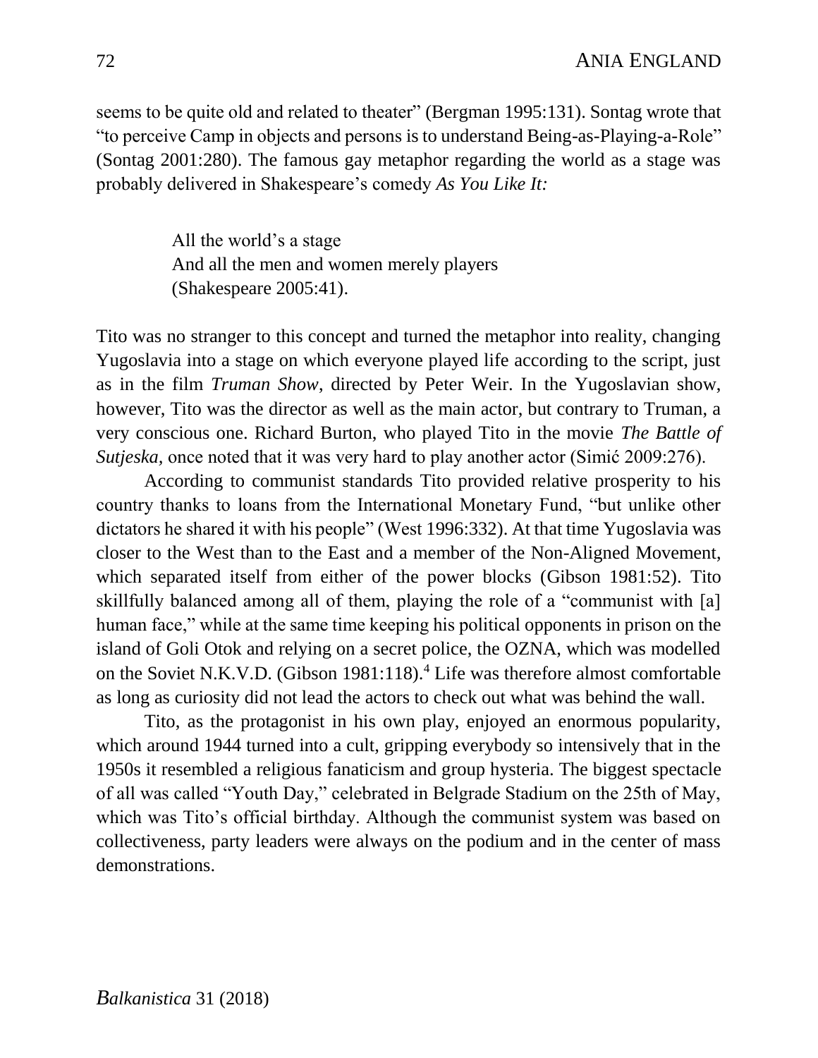seems to be quite old and related to theater" (Bergman 1995:131). Sontag wrote that "to perceive Camp in objects and persons is to understand Being-as-Playing-a-Role" (Sontag 2001:280). The famous gay metaphor regarding the world as a stage was probably delivered in Shakespeare's comedy *As You Like It:*

> All the world's a stage
> And all the men and women merely players
> (Shakespeare 2005:41).

Tito was no stranger to this concept and turned the metaphor into reality, changing Yugoslavia into a stage on which everyone played life according to the script, just as in the film *Truman Show*, directed by Peter Weir. In the Yugoslavian show, however, Tito was the director as well as the main actor, but contrary to Truman, a very conscious one. Richard Burton, who played Tito in the movie *The Battle of Sutjeska*, once noted that it was very hard to play another actor (Simić 2009:276).

According to communist standards Tito provided relative prosperity to his country thanks to loans from the International Monetary Fund, "but unlike other dictators he shared it with his people" (West 1996:332). At that time Yugoslavia was closer to the West than to the East and a member of the Non-Aligned Movement, which separated itself from either of the power blocks (Gibson 1981:52). Tito skillfully balanced among all of them, playing the role of a "communist with [a] human face," while at the same time keeping his political opponents in prison on the island of Goli Otok and relying on a secret police, the OZNA, which was modelled on the Soviet N.K.V.D. (Gibson 1981:118).[4] Life was therefore almost comfortable as long as curiosity did not lead the actors to check out what was behind the wall.

Tito, as the protagonist in his own play, enjoyed an enormous popularity, which around 1944 turned into a cult, gripping everybody so intensively that in the 1950s it resembled a religious fanaticism and group hysteria. The biggest spectacle of all was called "Youth Day," celebrated in Belgrade Stadium on the 25th of May, which was Tito's official birthday. Although the communist system was based on collectiveness, party leaders were always on the podium and in the center of mass demonstrations.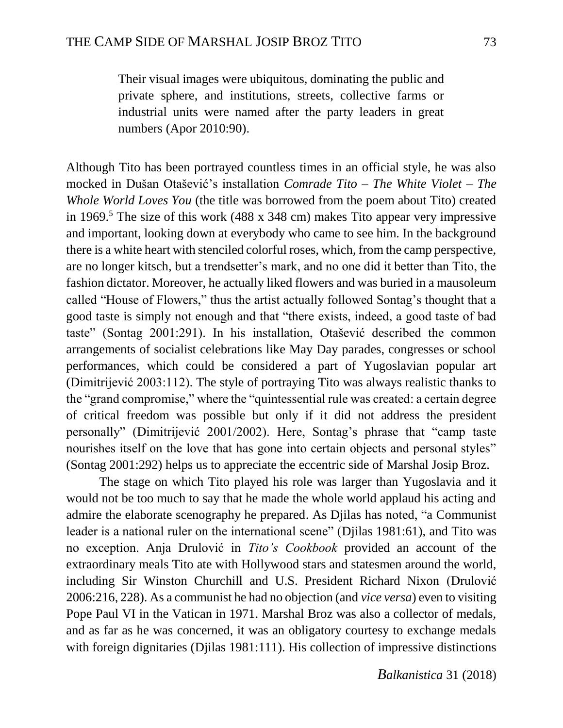> Their visual images were ubiquitous, dominating the public and private sphere, and institutions, streets, collective farms or industrial units were named after the party leaders in great numbers (Apor 2010:90).

Although Tito has been portrayed countless times in an official style, he was also mocked in Dušan Otašević's installation *Comrade Tito – The White Violet – The Whole World Loves You* (the title was borrowed from the poem about Tito) created in 1969.[5] The size of this work (488 x 348 cm) makes Tito appear very impressive and important, looking down at everybody who came to see him. In the background there is a white heart with stenciled colorful roses, which, from the camp perspective, are no longer kitsch, but a trendsetter's mark, and no one did it better than Tito, the fashion dictator. Moreover, he actually liked flowers and was buried in a mausoleum called "House of Flowers," thus the artist actually followed Sontag's thought that a good taste is simply not enough and that "there exists, indeed, a good taste of bad taste" (Sontag 2001:291). In his installation, Otašević described the common arrangements of socialist celebrations like May Day parades, congresses or school performances, which could be considered a part of Yugoslavian popular art (Dimitrijević 2003:112). The style of portraying Tito was always realistic thanks to the "grand compromise," where the "quintessential rule was created: a certain degree of critical freedom was possible but only if it did not address the president personally" (Dimitrijević 2001/2002). Here, Sontag's phrase that "camp taste nourishes itself on the love that has gone into certain objects and personal styles" (Sontag 2001:292) helps us to appreciate the eccentric side of Marshal Josip Broz.

The stage on which Tito played his role was larger than Yugoslavia and it would not be too much to say that he made the whole world applaud his acting and admire the elaborate scenography he prepared. As Djilas has noted, "a Communist leader is a national ruler on the international scene" (Djilas 1981:61), and Tito was no exception. Anja Drulović in *Tito's Cookbook* provided an account of the extraordinary meals Tito ate with Hollywood stars and statesmen around the world, including Sir Winston Churchill and U.S. President Richard Nixon (Drulović 2006:216, 228). As a communist he had no objection (and *vice versa*) even to visiting Pope Paul VI in the Vatican in 1971. Marshal Broz was also a collector of medals, and as far as he was concerned, it was an obligatory courtesy to exchange medals with foreign dignitaries (Djilas 1981:111). His collection of impressive distinctions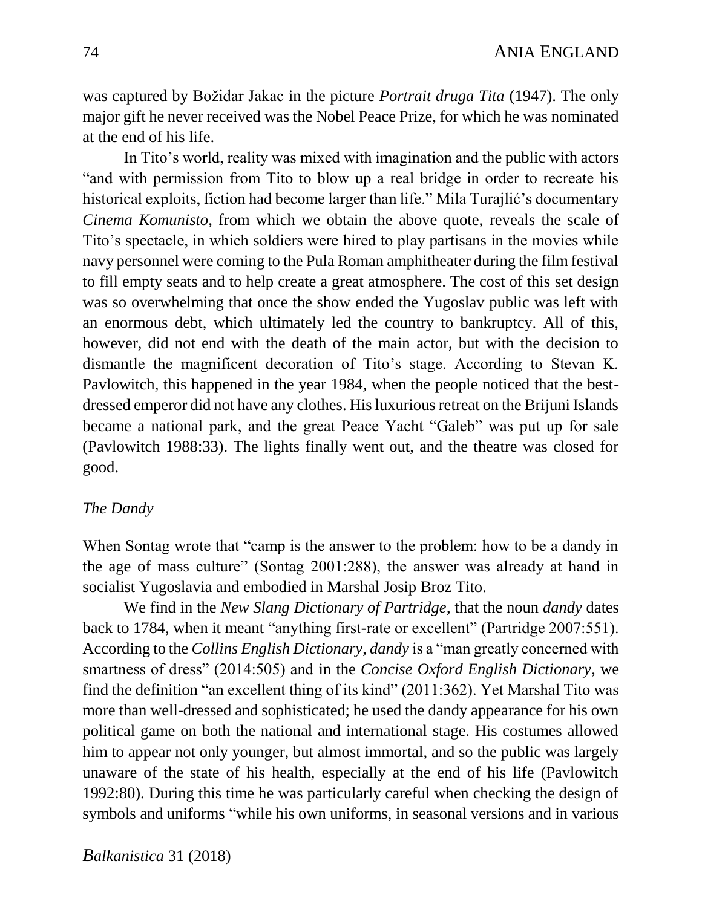was captured by Božidar Jakac in the picture *Portrait druga Tita* (1947). The only major gift he never received was the Nobel Peace Prize, for which he was nominated at the end of his life.

In Tito's world, reality was mixed with imagination and the public with actors "and with permission from Tito to blow up a real bridge in order to recreate his historical exploits, fiction had become larger than life." Mila Turajlić's documentary *Cinema Komunisto*, from which we obtain the above quote, reveals the scale of Tito's spectacle, in which soldiers were hired to play partisans in the movies while navy personnel were coming to the Pula Roman amphitheater during the film festival to fill empty seats and to help create a great atmosphere. The cost of this set design was so overwhelming that once the show ended the Yugoslav public was left with an enormous debt, which ultimately led the country to bankruptcy. All of this, however, did not end with the death of the main actor, but with the decision to dismantle the magnificent decoration of Tito's stage. According to Stevan K. Pavlowitch, this happened in the year 1984, when the people noticed that the best-dressed emperor did not have any clothes. His luxurious retreat on the Brijuni Islands became a national park, and the great Peace Yacht "Galeb" was put up for sale (Pavlowitch 1988:33). The lights finally went out, and the theatre was closed for good.

### *The Dandy*

When Sontag wrote that "camp is the answer to the problem: how to be a dandy in the age of mass culture" (Sontag 2001:288), the answer was already at hand in socialist Yugoslavia and embodied in Marshal Josip Broz Tito.

We find in the *New Slang Dictionary of Partridge*, that the noun *dandy* dates back to 1784, when it meant "anything first-rate or excellent" (Partridge 2007:551). According to the *Collins English Dictionary, dandy* is a "man greatly concerned with smartness of dress" (2014:505) and in the *Concise Oxford English Dictionary*, we find the definition "an excellent thing of its kind" (2011:362). Yet Marshal Tito was more than well-dressed and sophisticated; he used the dandy appearance for his own political game on both the national and international stage. His costumes allowed him to appear not only younger, but almost immortal, and so the public was largely unaware of the state of his health, especially at the end of his life (Pavlowitch 1992:80). During this time he was particularly careful when checking the design of symbols and uniforms "while his own uniforms, in seasonal versions and in various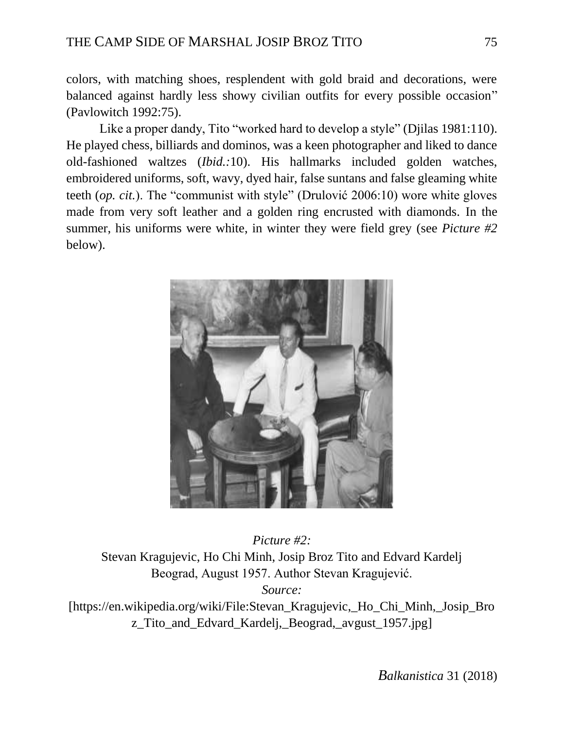colors, with matching shoes, resplendent with gold braid and decorations, were balanced against hardly less showy civilian outfits for every possible occasion" (Pavlowitch 1992:75).

Like a proper dandy, Tito "worked hard to develop a style" (Djilas 1981:110). He played chess, billiards and dominos, was a keen photographer and liked to dance old-fashioned waltzes (*Ibid.:*10). His hallmarks included golden watches, embroidered uniforms, soft, wavy, dyed hair, false suntans and false gleaming white teeth (*op. cit.*). The "communist with style" (Drulović 2006:10) wore white gloves made from very soft leather and a golden ring encrusted with diamonds. In the summer, his uniforms were white, in winter they were field grey (see *Picture #2* below).

*Picture #2:*
Stevan Kragujevic, Ho Chi Minh, Josip Broz Tito and Edvard Kardelj
Beograd, August 1957. Author Stevan Kragujević.
*Source:*
[https://en.wikipedia.org/wiki/File:Stevan_Kragujevic,_Ho_Chi_Minh,_Josip_Broz_Tito_and_Edvard_Kardelj,_Beograd,_avgust_1957.jpg]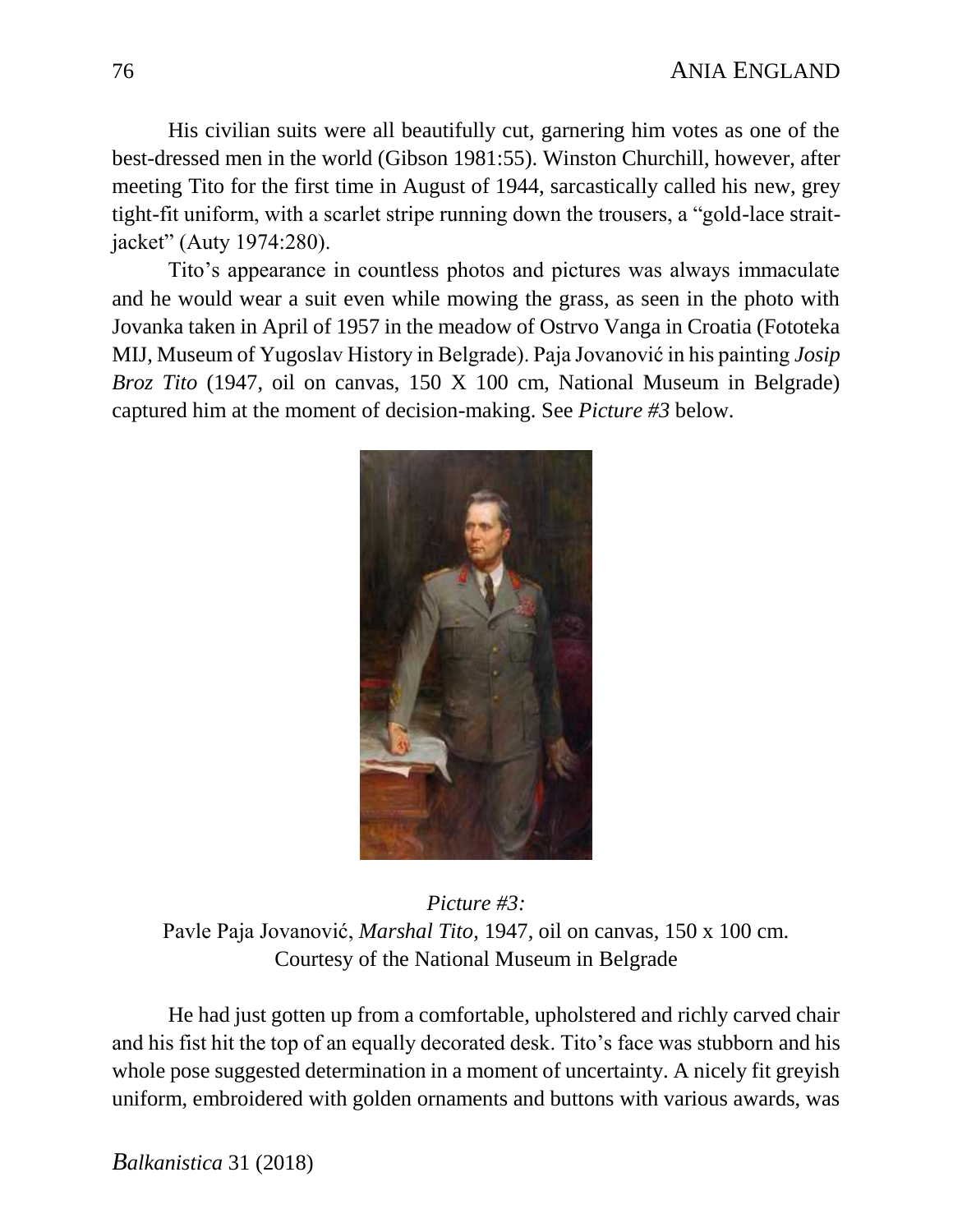His civilian suits were all beautifully cut, garnering him votes as one of the best-dressed men in the world (Gibson 1981:55). Winston Churchill, however, after meeting Tito for the first time in August of 1944, sarcastically called his new, grey tight-fit uniform, with a scarlet stripe running down the trousers, a "gold-lace strait-jacket" (Auty 1974:280).

Tito's appearance in countless photos and pictures was always immaculate and he would wear a suit even while mowing the grass, as seen in the photo with Jovanka taken in April of 1957 in the meadow of Ostrvo Vanga in Croatia (Fototeka MIJ, Museum of Yugoslav History in Belgrade). Paja Jovanović in his painting *Josip Broz Tito* (1947, oil on canvas, 150 X 100 cm, National Museum in Belgrade) captured him at the moment of decision-making. See *Picture #3* below.

*Picture #3:*
Pavle Paja Jovanović, *Marshal Tito,* 1947, oil on canvas, 150 x 100 cm.
Courtesy of the National Museum in Belgrade

He had just gotten up from a comfortable, upholstered and richly carved chair and his fist hit the top of an equally decorated desk. Tito's face was stubborn and his whole pose suggested determination in a moment of uncertainty. A nicely fit greyish uniform, embroidered with golden ornaments and buttons with various awards, was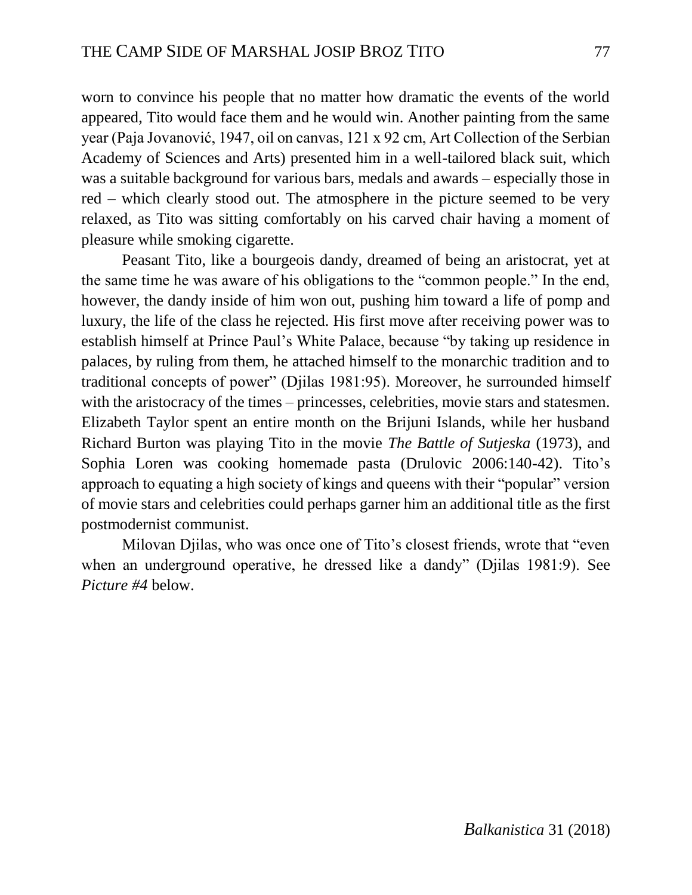worn to convince his people that no matter how dramatic the events of the world appeared, Tito would face them and he would win. Another painting from the same year (Paja Jovanović, 1947, oil on canvas, 121 x 92 cm, Art Collection of the Serbian Academy of Sciences and Arts) presented him in a well-tailored black suit, which was a suitable background for various bars, medals and awards – especially those in red – which clearly stood out. The atmosphere in the picture seemed to be very relaxed, as Tito was sitting comfortably on his carved chair having a moment of pleasure while smoking cigarette.

Peasant Tito, like a bourgeois dandy, dreamed of being an aristocrat, yet at the same time he was aware of his obligations to the "common people." In the end, however, the dandy inside of him won out, pushing him toward a life of pomp and luxury, the life of the class he rejected. His first move after receiving power was to establish himself at Prince Paul's White Palace, because "by taking up residence in palaces, by ruling from them, he attached himself to the monarchic tradition and to traditional concepts of power" (Djilas 1981:95). Moreover, he surrounded himself with the aristocracy of the times – princesses, celebrities, movie stars and statesmen. Elizabeth Taylor spent an entire month on the Brijuni Islands, while her husband Richard Burton was playing Tito in the movie *The Battle of Sutjeska* (1973), and Sophia Loren was cooking homemade pasta (Drulovic 2006:140-42). Tito's approach to equating a high society of kings and queens with their "popular" version of movie stars and celebrities could perhaps garner him an additional title as the first postmodernist communist.

Milovan Djilas, who was once one of Tito's closest friends, wrote that "even when an underground operative, he dressed like a dandy" (Djilas 1981:9). See *Picture #4* below.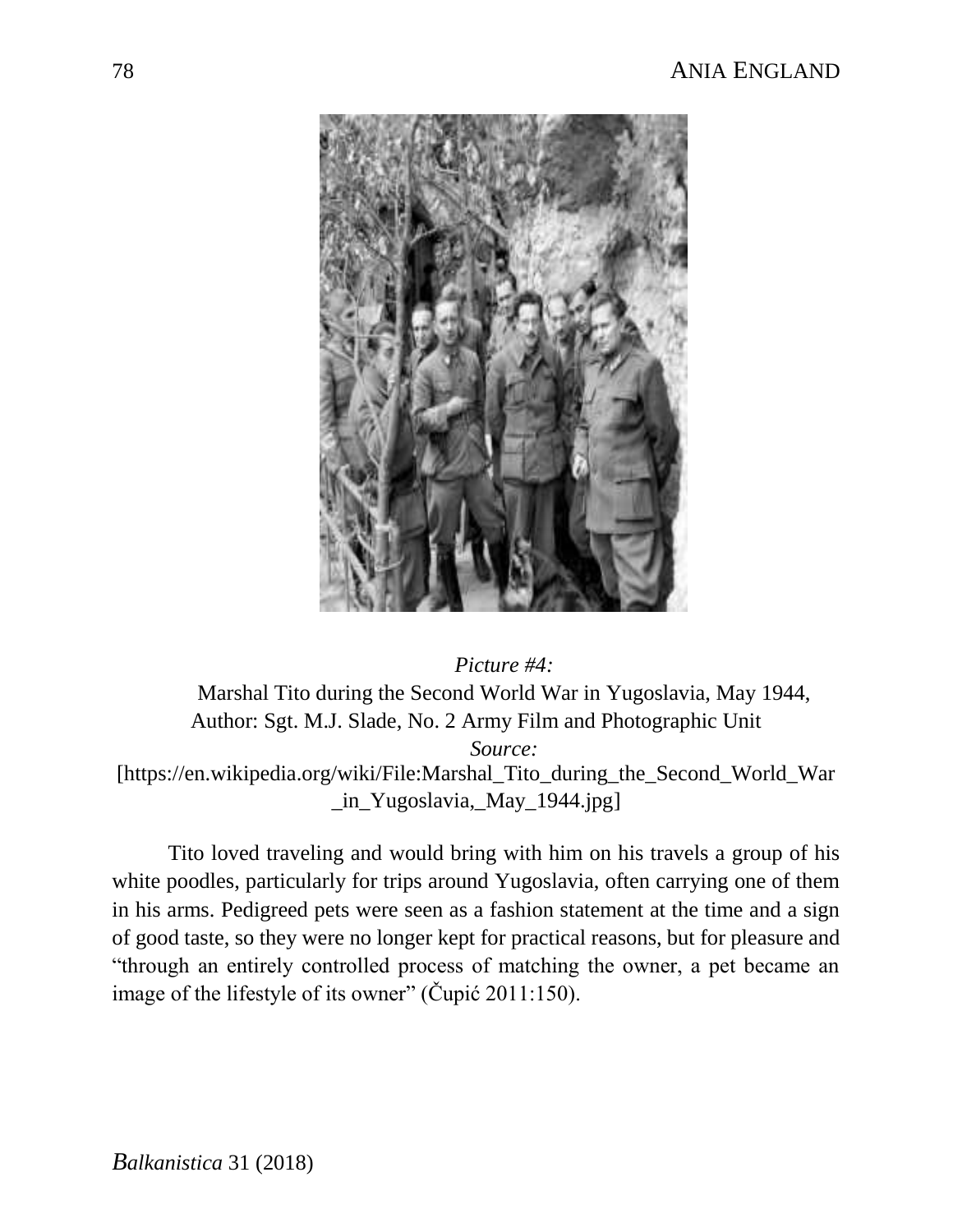*Picture #4:*
Marshal Tito during the Second World War in Yugoslavia, May 1944,
Author: Sgt. M.J. Slade, No. 2 Army Film and Photographic Unit
*Source:*
[https://en.wikipedia.org/wiki/File:Marshal_Tito_during_the_Second_World_War_in_Yugoslavia,_May_1944.jpg]

Tito loved traveling and would bring with him on his travels a group of his white poodles, particularly for trips around Yugoslavia, often carrying one of them in his arms. Pedigreed pets were seen as a fashion statement at the time and a sign of good taste, so they were no longer kept for practical reasons, but for pleasure and "through an entirely controlled process of matching the owner, a pet became an image of the lifestyle of its owner" (Čupić 2011:150).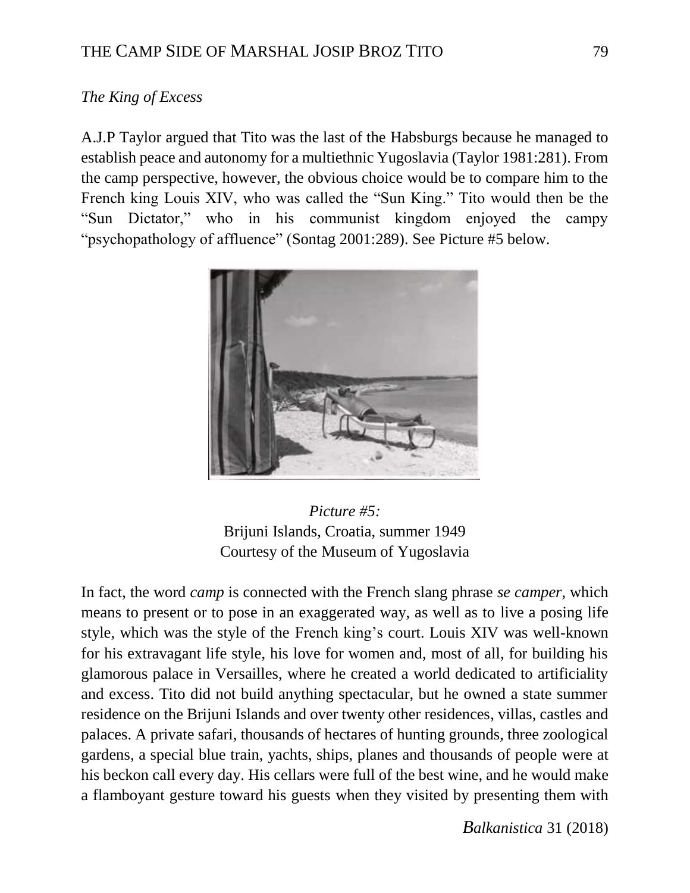*The King of Excess*

A.J.P Taylor argued that Tito was the last of the Habsburgs because he managed to establish peace and autonomy for a multiethnic Yugoslavia (Taylor 1981:281). From the camp perspective, however, the obvious choice would be to compare him to the French king Louis XIV, who was called the "Sun King." Tito would then be the "Sun Dictator," who in his communist kingdom enjoyed the campy "psychopathology of affluence" (Sontag 2001:289). See Picture #5 below.

*Picture #5:*
Brijuni Islands, Croatia, summer 1949
Courtesy of the Museum of Yugoslavia

In fact, the word *camp* is connected with the French slang phrase *se camper*, which means to present or to pose in an exaggerated way, as well as to live a posing life style, which was the style of the French king's court. Louis XIV was well-known for his extravagant life style, his love for women and, most of all, for building his glamorous palace in Versailles, where he created a world dedicated to artificiality and excess. Tito did not build anything spectacular, but he owned a state summer residence on the Brijuni Islands and over twenty other residences, villas, castles and palaces. A private safari, thousands of hectares of hunting grounds, three zoological gardens, a special blue train, yachts, ships, planes and thousands of people were at his beckon call every day. His cellars were full of the best wine, and he would make a flamboyant gesture toward his guests when they visited by presenting them with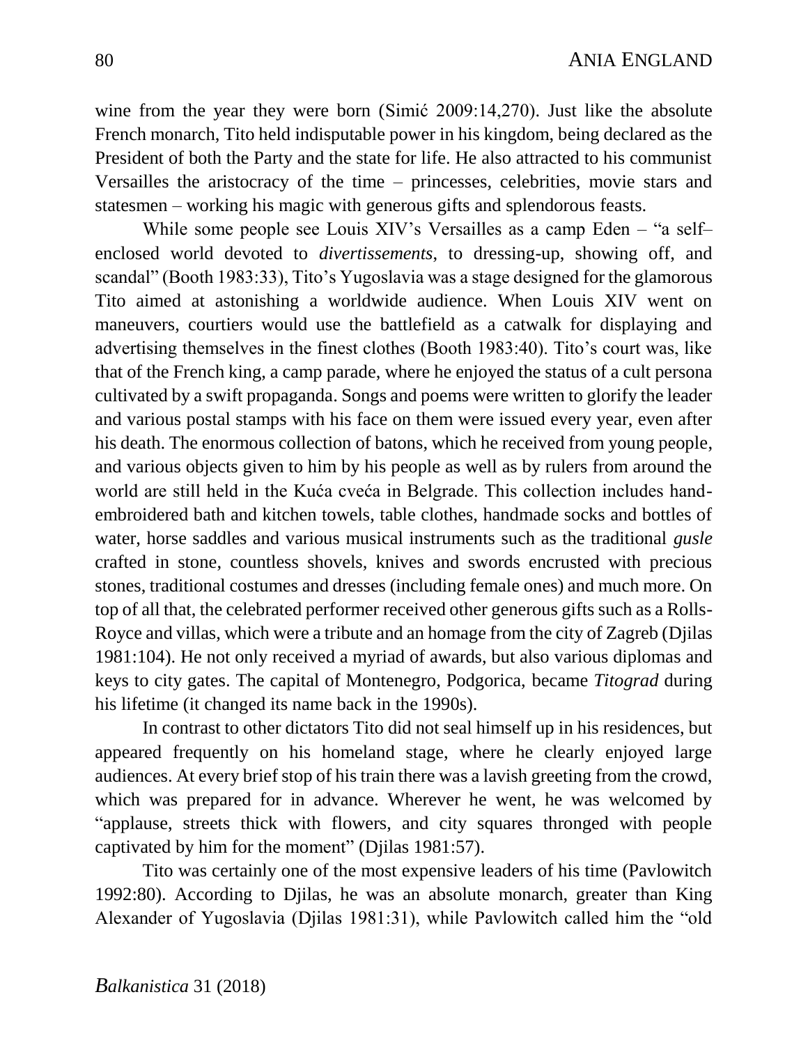wine from the year they were born (Simić 2009:14,270). Just like the absolute French monarch, Tito held indisputable power in his kingdom, being declared as the President of both the Party and the state for life. He also attracted to his communist Versailles the aristocracy of the time – princesses, celebrities, movie stars and statesmen – working his magic with generous gifts and splendorous feasts.

While some people see Louis XIV's Versailles as a camp Eden – "a self–enclosed world devoted to *divertissements*, to dressing-up, showing off, and scandal" (Booth 1983:33), Tito's Yugoslavia was a stage designed for the glamorous Tito aimed at astonishing a worldwide audience. When Louis XIV went on maneuvers, courtiers would use the battlefield as a catwalk for displaying and advertising themselves in the finest clothes (Booth 1983:40). Tito's court was, like that of the French king, a camp parade, where he enjoyed the status of a cult persona cultivated by a swift propaganda. Songs and poems were written to glorify the leader and various postal stamps with his face on them were issued every year, even after his death. The enormous collection of batons, which he received from young people, and various objects given to him by his people as well as by rulers from around the world are still held in the Kuća cveća in Belgrade. This collection includes hand-embroidered bath and kitchen towels, table clothes, handmade socks and bottles of water, horse saddles and various musical instruments such as the traditional *gusle* crafted in stone, countless shovels, knives and swords encrusted with precious stones, traditional costumes and dresses (including female ones) and much more. On top of all that, the celebrated performer received other generous gifts such as a Rolls-Royce and villas, which were a tribute and an homage from the city of Zagreb (Djilas 1981:104). He not only received a myriad of awards, but also various diplomas and keys to city gates. The capital of Montenegro, Podgorica, became *Titograd* during his lifetime (it changed its name back in the 1990s).

In contrast to other dictators Tito did not seal himself up in his residences, but appeared frequently on his homeland stage, where he clearly enjoyed large audiences. At every brief stop of his train there was a lavish greeting from the crowd, which was prepared for in advance. Wherever he went, he was welcomed by "applause, streets thick with flowers, and city squares thronged with people captivated by him for the moment" (Djilas 1981:57).

Tito was certainly one of the most expensive leaders of his time (Pavlowitch 1992:80). According to Djilas, he was an absolute monarch, greater than King Alexander of Yugoslavia (Djilas 1981:31), while Pavlowitch called him the "old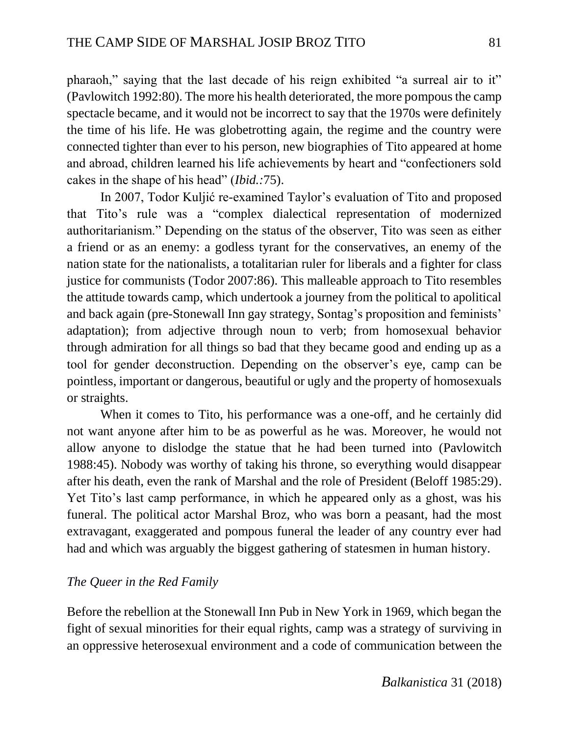pharaoh," saying that the last decade of his reign exhibited "a surreal air to it" (Pavlowitch 1992:80). The more his health deteriorated, the more pompous the camp spectacle became, and it would not be incorrect to say that the 1970s were definitely the time of his life. He was globetrotting again, the regime and the country were connected tighter than ever to his person, new biographies of Tito appeared at home and abroad, children learned his life achievements by heart and "confectioners sold cakes in the shape of his head" (*Ibid.*:75).

In 2007, Todor Kuljić re-examined Taylor's evaluation of Tito and proposed that Tito's rule was a "complex dialectical representation of modernized authoritarianism." Depending on the status of the observer, Tito was seen as either a friend or as an enemy: a godless tyrant for the conservatives, an enemy of the nation state for the nationalists, a totalitarian ruler for liberals and a fighter for class justice for communists (Todor 2007:86). This malleable approach to Tito resembles the attitude towards camp, which undertook a journey from the political to apolitical and back again (pre-Stonewall Inn gay strategy, Sontag's proposition and feminists' adaptation); from adjective through noun to verb; from homosexual behavior through admiration for all things so bad that they became good and ending up as a tool for gender deconstruction. Depending on the observer's eye, camp can be pointless, important or dangerous, beautiful or ugly and the property of homosexuals or straights.

When it comes to Tito, his performance was a one-off, and he certainly did not want anyone after him to be as powerful as he was. Moreover, he would not allow anyone to dislodge the statue that he had been turned into (Pavlowitch 1988:45). Nobody was worthy of taking his throne, so everything would disappear after his death, even the rank of Marshal and the role of President (Beloff 1985:29). Yet Tito's last camp performance, in which he appeared only as a ghost, was his funeral. The political actor Marshal Broz, who was born a peasant, had the most extravagant, exaggerated and pompous funeral the leader of any country ever had had and which was arguably the biggest gathering of statesmen in human history.

### *The Queer in the Red Family*

Before the rebellion at the Stonewall Inn Pub in New York in 1969, which began the fight of sexual minorities for their equal rights, camp was a strategy of surviving in an oppressive heterosexual environment and a code of communication between the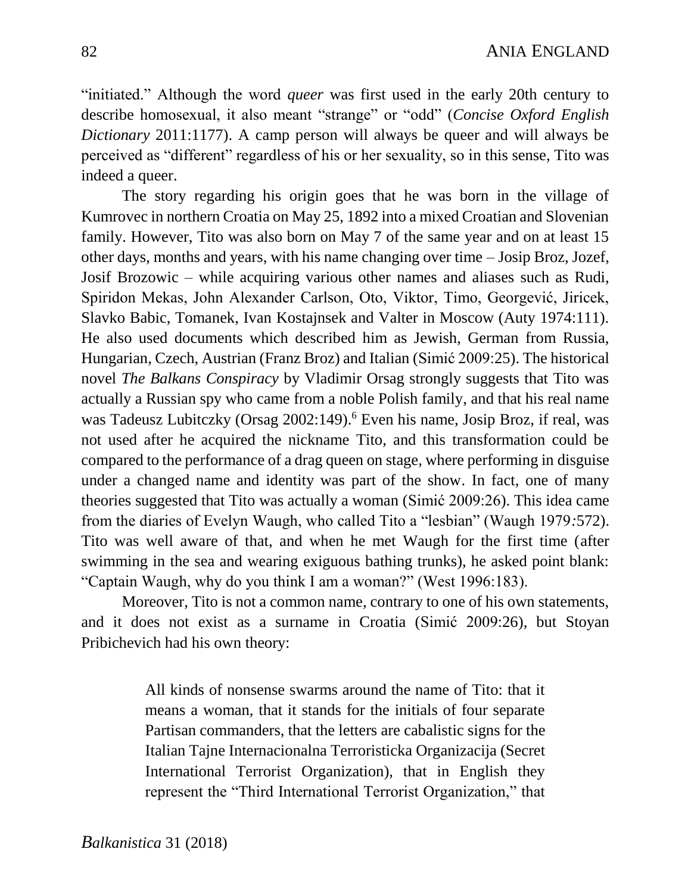"initiated." Although the word *queer* was first used in the early 20th century to describe homosexual, it also meant "strange" or "odd" (*Concise Oxford English Dictionary* 2011:1177). A camp person will always be queer and will always be perceived as "different" regardless of his or her sexuality, so in this sense, Tito was indeed a queer.

The story regarding his origin goes that he was born in the village of Kumrovec in northern Croatia on May 25, 1892 into a mixed Croatian and Slovenian family. However, Tito was also born on May 7 of the same year and on at least 15 other days, months and years, with his name changing over time – Josip Broz, Jozef, Josif Brozowic – while acquiring various other names and aliases such as Rudi, Spiridon Mekas, John Alexander Carlson, Oto, Viktor, Timo, Georgević, Jiricek, Slavko Babic, Tomanek, Ivan Kostajnsek and Valter in Moscow (Auty 1974:111). He also used documents which described him as Jewish, German from Russia, Hungarian, Czech, Austrian (Franz Broz) and Italian (Simić 2009:25). The historical novel *The Balkans Conspiracy* by Vladimir Orsag strongly suggests that Tito was actually a Russian spy who came from a noble Polish family, and that his real name was Tadeusz Lubitczky (Orsag 2002:149).[6] Even his name, Josip Broz, if real, was not used after he acquired the nickname Tito, and this transformation could be compared to the performance of a drag queen on stage, where performing in disguise under a changed name and identity was part of the show. In fact, one of many theories suggested that Tito was actually a woman (Simić 2009:26). This idea came from the diaries of Evelyn Waugh, who called Tito a "lesbian" (Waugh 1979:572). Tito was well aware of that, and when he met Waugh for the first time (after swimming in the sea and wearing exiguous bathing trunks), he asked point blank: "Captain Waugh, why do you think I am a woman?" (West 1996:183).

Moreover, Tito is not a common name, contrary to one of his own statements, and it does not exist as a surname in Croatia (Simić 2009:26), but Stoyan Pribichevich had his own theory:

> All kinds of nonsense swarms around the name of Tito: that it means a woman, that it stands for the initials of four separate Partisan commanders, that the letters are cabalistic signs for the Italian Tajne Internacionalna Terroristicka Organizacija (Secret International Terrorist Organization), that in English they represent the "Third International Terrorist Organization," that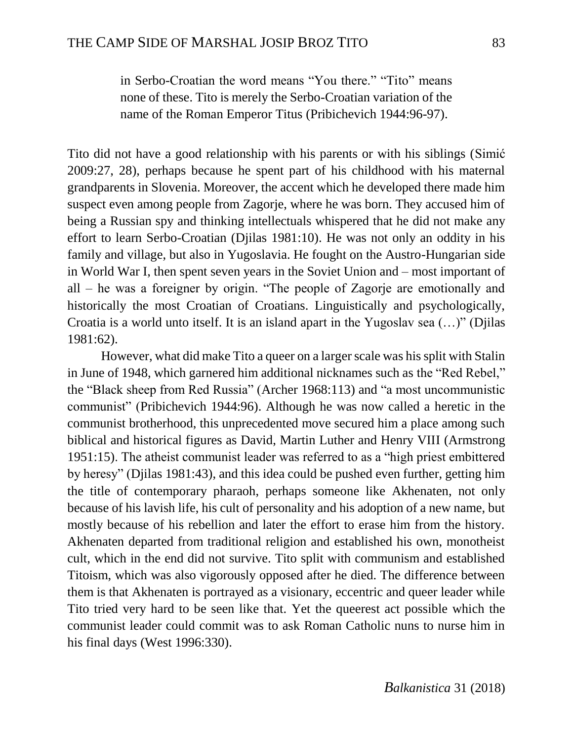> in Serbo-Croatian the word means "You there." "Tito" means none of these. Tito is merely the Serbo-Croatian variation of the name of the Roman Emperor Titus (Pribichevich 1944:96-97).

Tito did not have a good relationship with his parents or with his siblings (Simić 2009:27, 28), perhaps because he spent part of his childhood with his maternal grandparents in Slovenia. Moreover, the accent which he developed there made him suspect even among people from Zagorje, where he was born. They accused him of being a Russian spy and thinking intellectuals whispered that he did not make any effort to learn Serbo-Croatian (Djilas 1981:10). He was not only an oddity in his family and village, but also in Yugoslavia. He fought on the Austro-Hungarian side in World War I, then spent seven years in the Soviet Union and – most important of all – he was a foreigner by origin. "The people of Zagorje are emotionally and historically the most Croatian of Croatians. Linguistically and psychologically, Croatia is a world unto itself. It is an island apart in the Yugoslav sea (…)" (Djilas 1981:62).

However, what did make Tito a queer on a larger scale was his split with Stalin in June of 1948, which garnered him additional nicknames such as the "Red Rebel," the "Black sheep from Red Russia" (Archer 1968:113) and "a most uncommunistic communist" (Pribichevich 1944:96). Although he was now called a heretic in the communist brotherhood, this unprecedented move secured him a place among such biblical and historical figures as David, Martin Luther and Henry VIII (Armstrong 1951:15). The atheist communist leader was referred to as a "high priest embittered by heresy" (Djilas 1981:43), and this idea could be pushed even further, getting him the title of contemporary pharaoh, perhaps someone like Akhenaten, not only because of his lavish life, his cult of personality and his adoption of a new name, but mostly because of his rebellion and later the effort to erase him from the history. Akhenaten departed from traditional religion and established his own, monotheist cult, which in the end did not survive. Tito split with communism and established Titoism, which was also vigorously opposed after he died. The difference between them is that Akhenaten is portrayed as a visionary, eccentric and queer leader while Tito tried very hard to be seen like that. Yet the queerest act possible which the communist leader could commit was to ask Roman Catholic nuns to nurse him in his final days (West 1996:330).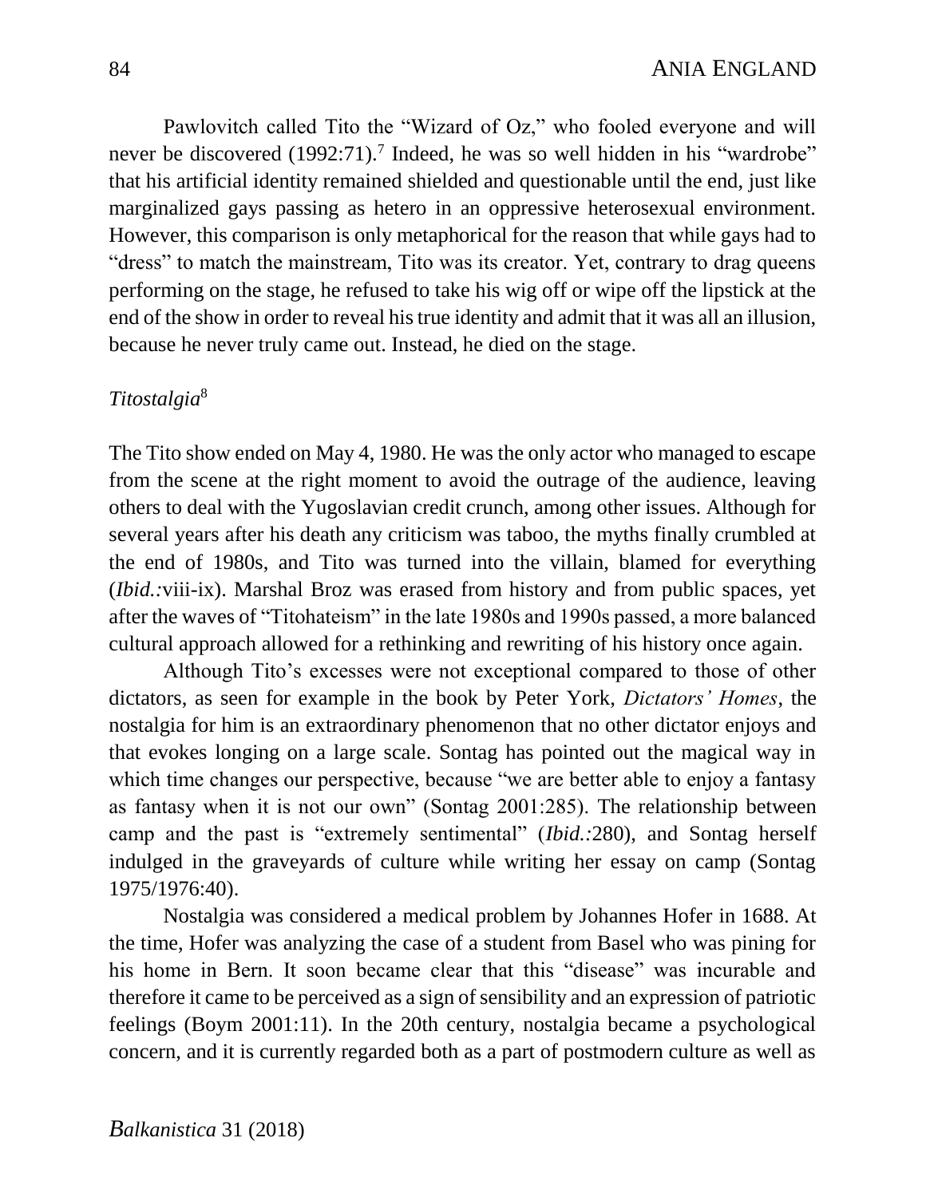Pawlovitch called Tito the "Wizard of Oz," who fooled everyone and will never be discovered (1992:71).[7] Indeed, he was so well hidden in his "wardrobe" that his artificial identity remained shielded and questionable until the end, just like marginalized gays passing as hetero in an oppressive heterosexual environment. However, this comparison is only metaphorical for the reason that while gays had to "dress" to match the mainstream, Tito was its creator. Yet, contrary to drag queens performing on the stage, he refused to take his wig off or wipe off the lipstick at the end of the show in order to reveal his true identity and admit that it was all an illusion, because he never truly came out. Instead, he died on the stage.

### *Titostalgia*[8]

The Tito show ended on May 4, 1980. He was the only actor who managed to escape from the scene at the right moment to avoid the outrage of the audience, leaving others to deal with the Yugoslavian credit crunch, among other issues. Although for several years after his death any criticism was taboo, the myths finally crumbled at the end of 1980s, and Tito was turned into the villain, blamed for everything (*Ibid.:*viii-ix). Marshal Broz was erased from history and from public spaces, yet after the waves of "Titohateism" in the late 1980s and 1990s passed, a more balanced cultural approach allowed for a rethinking and rewriting of his history once again.

Although Tito's excesses were not exceptional compared to those of other dictators, as seen for example in the book by Peter York, *Dictators' Homes*, the nostalgia for him is an extraordinary phenomenon that no other dictator enjoys and that evokes longing on a large scale. Sontag has pointed out the magical way in which time changes our perspective, because "we are better able to enjoy a fantasy as fantasy when it is not our own" (Sontag 2001:285). The relationship between camp and the past is "extremely sentimental" (*Ibid.:*280), and Sontag herself indulged in the graveyards of culture while writing her essay on camp (Sontag 1975/1976:40).

Nostalgia was considered a medical problem by Johannes Hofer in 1688. At the time, Hofer was analyzing the case of a student from Basel who was pining for his home in Bern. It soon became clear that this "disease" was incurable and therefore it came to be perceived as a sign of sensibility and an expression of patriotic feelings (Boym 2001:11). In the 20th century, nostalgia became a psychological concern, and it is currently regarded both as a part of postmodern culture as well as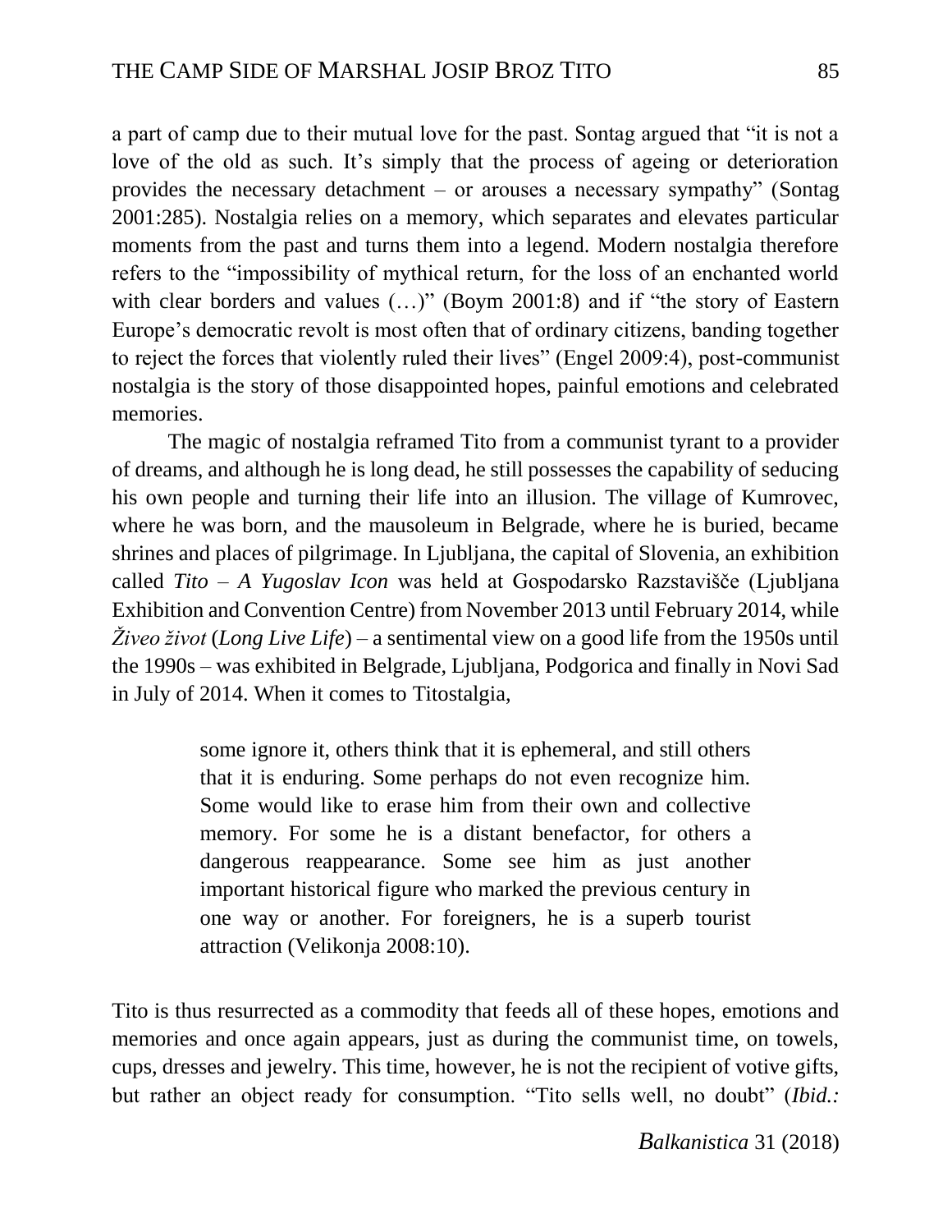a part of camp due to their mutual love for the past. Sontag argued that "it is not a love of the old as such. It's simply that the process of ageing or deterioration provides the necessary detachment – or arouses a necessary sympathy" (Sontag 2001:285). Nostalgia relies on a memory, which separates and elevates particular moments from the past and turns them into a legend. Modern nostalgia therefore refers to the "impossibility of mythical return, for the loss of an enchanted world with clear borders and values (…)" (Boym 2001:8) and if "the story of Eastern Europe's democratic revolt is most often that of ordinary citizens, banding together to reject the forces that violently ruled their lives" (Engel 2009:4), post-communist nostalgia is the story of those disappointed hopes, painful emotions and celebrated memories.

The magic of nostalgia reframed Tito from a communist tyrant to a provider of dreams, and although he is long dead, he still possesses the capability of seducing his own people and turning their life into an illusion. The village of Kumrovec, where he was born, and the mausoleum in Belgrade, where he is buried, became shrines and places of pilgrimage. In Ljubljana, the capital of Slovenia, an exhibition called *Tito – A Yugoslav Icon* was held at Gospodarsko Razstavišče (Ljubljana Exhibition and Convention Centre) from November 2013 until February 2014, while *Živeo život* (*Long Live Life*) – a sentimental view on a good life from the 1950s until the 1990s – was exhibited in Belgrade, Ljubljana, Podgorica and finally in Novi Sad in July of 2014. When it comes to Titostalgia,

> some ignore it, others think that it is ephemeral, and still others that it is enduring. Some perhaps do not even recognize him. Some would like to erase him from their own and collective memory. For some he is a distant benefactor, for others a dangerous reappearance. Some see him as just another important historical figure who marked the previous century in one way or another. For foreigners, he is a superb tourist attraction (Velikonja 2008:10).

Tito is thus resurrected as a commodity that feeds all of these hopes, emotions and memories and once again appears, just as during the communist time, on towels, cups, dresses and jewelry. This time, however, he is not the recipient of votive gifts, but rather an object ready for consumption. "Tito sells well, no doubt" (*Ibid.:*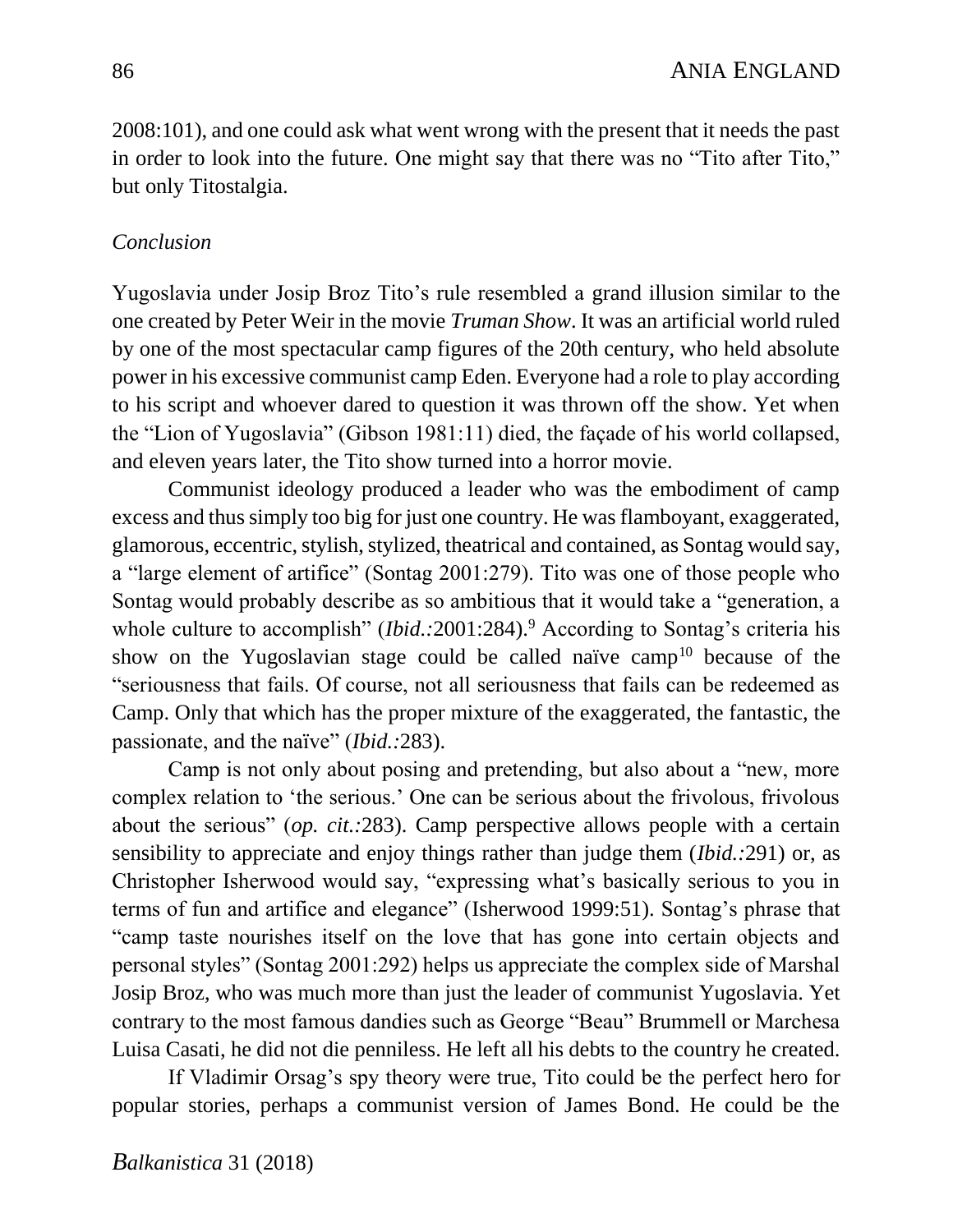2008:101), and one could ask what went wrong with the present that it needs the past in order to look into the future. One might say that there was no "Tito after Tito," but only Titostalgia.

*Conclusion*

Yugoslavia under Josip Broz Tito's rule resembled a grand illusion similar to the one created by Peter Weir in the movie *Truman Show*. It was an artificial world ruled by one of the most spectacular camp figures of the 20th century, who held absolute power in his excessive communist camp Eden. Everyone had a role to play according to his script and whoever dared to question it was thrown off the show. Yet when the "Lion of Yugoslavia" (Gibson 1981:11) died, the façade of his world collapsed, and eleven years later, the Tito show turned into a horror movie.

Communist ideology produced a leader who was the embodiment of camp excess and thus simply too big for just one country. He was flamboyant, exaggerated, glamorous, eccentric, stylish, stylized, theatrical and contained, as Sontag would say, a "large element of artifice" (Sontag 2001:279). Tito was one of those people who Sontag would probably describe as so ambitious that it would take a "generation, a whole culture to accomplish" (*Ibid.:*2001:284).[9] According to Sontag's criteria his show on the Yugoslavian stage could be called naïve camp[10] because of the "seriousness that fails. Of course, not all seriousness that fails can be redeemed as Camp. Only that which has the proper mixture of the exaggerated, the fantastic, the passionate, and the naïve" (*Ibid.:*283).

Camp is not only about posing and pretending, but also about a "new, more complex relation to 'the serious.' One can be serious about the frivolous, frivolous about the serious" (*op. cit.:*283). Camp perspective allows people with a certain sensibility to appreciate and enjoy things rather than judge them (*Ibid.:*291) or, as Christopher Isherwood would say, "expressing what's basically serious to you in terms of fun and artifice and elegance" (Isherwood 1999:51). Sontag's phrase that "camp taste nourishes itself on the love that has gone into certain objects and personal styles" (Sontag 2001:292) helps us appreciate the complex side of Marshal Josip Broz, who was much more than just the leader of communist Yugoslavia. Yet contrary to the most famous dandies such as George "Beau" Brummell or Marchesa Luisa Casati, he did not die penniless. He left all his debts to the country he created.

If Vladimir Orsag's spy theory were true, Tito could be the perfect hero for popular stories, perhaps a communist version of James Bond. He could be the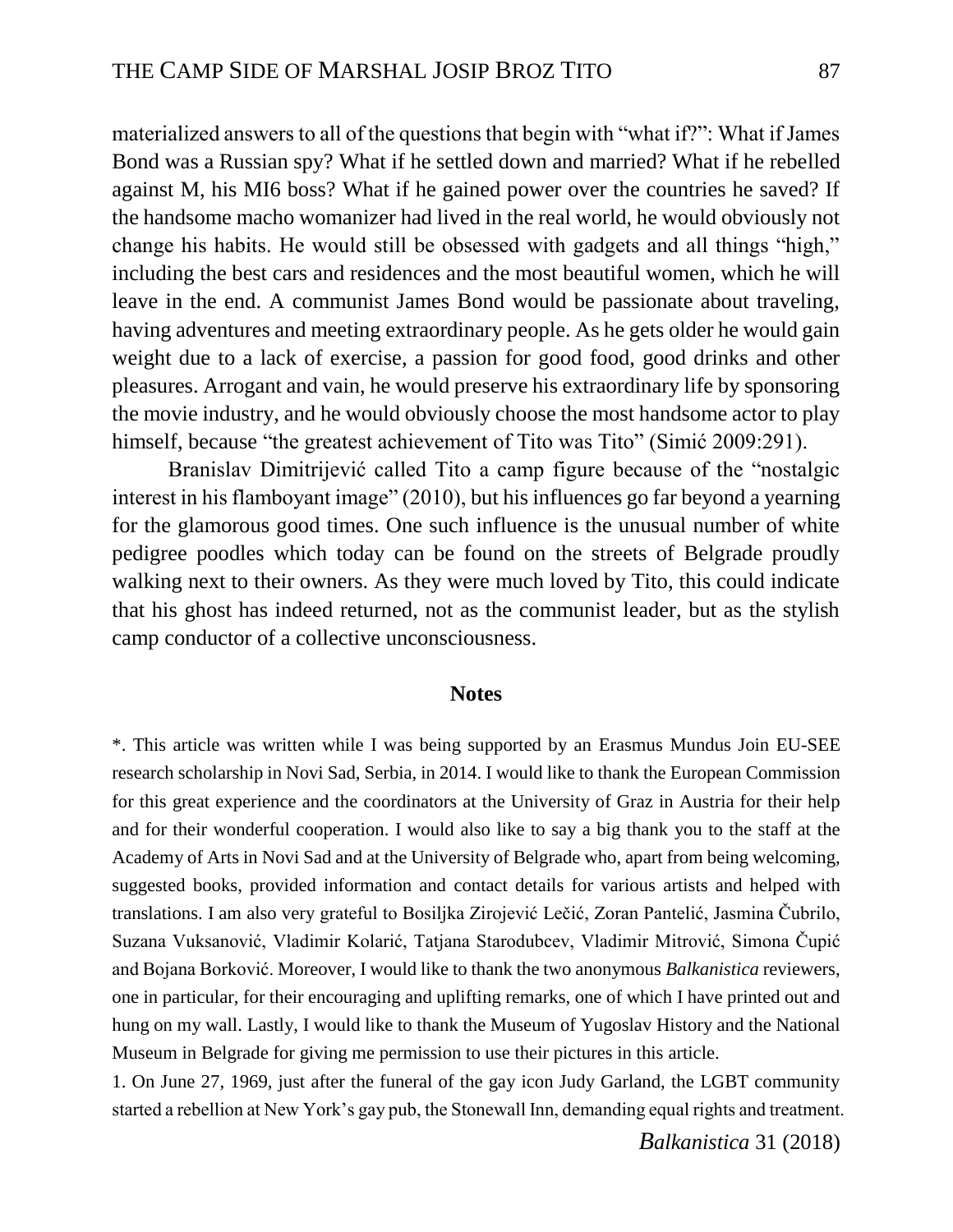materialized answers to all of the questions that begin with "what if?": What if James Bond was a Russian spy? What if he settled down and married? What if he rebelled against M, his MI6 boss? What if he gained power over the countries he saved? If the handsome macho womanizer had lived in the real world, he would obviously not change his habits. He would still be obsessed with gadgets and all things "high," including the best cars and residences and the most beautiful women, which he will leave in the end. A communist James Bond would be passionate about traveling, having adventures and meeting extraordinary people. As he gets older he would gain weight due to a lack of exercise, a passion for good food, good drinks and other pleasures. Arrogant and vain, he would preserve his extraordinary life by sponsoring the movie industry, and he would obviously choose the most handsome actor to play himself, because "the greatest achievement of Tito was Tito" (Simić 2009:291).

Branislav Dimitrijević called Tito a camp figure because of the "nostalgic interest in his flamboyant image" (2010), but his influences go far beyond a yearning for the glamorous good times. One such influence is the unusual number of white pedigree poodles which today can be found on the streets of Belgrade proudly walking next to their owners. As they were much loved by Tito, this could indicate that his ghost has indeed returned, not as the communist leader, but as the stylish camp conductor of a collective unconsciousness.

## Notes

*. This article was written while I was being supported by an Erasmus Mundus Join EU-SEE research scholarship in Novi Sad, Serbia, in 2014. I would like to thank the European Commission for this great experience and the coordinators at the University of Graz in Austria for their help and for their wonderful cooperation. I would also like to say a big thank you to the staff at the Academy of Arts in Novi Sad and at the University of Belgrade who, apart from being welcoming, suggested books, provided information and contact details for various artists and helped with translations. I am also very grateful to Bosiljka Zirojević Lečić, Zoran Pantelić, Jasmina Čubrilo, Suzana Vuksanović, Vladimir Kolarić, Tatjana Starodubcev, Vladimir Mitrović, Simona Čupić and Bojana Borković. Moreover, I would like to thank the two anonymous *Balkanistica* reviewers, one in particular, for their encouraging and uplifting remarks, one of which I have printed out and hung on my wall. Lastly, I would like to thank the Museum of Yugoslav History and the National Museum in Belgrade for giving me permission to use their pictures in this article.

1. On June 27, 1969, just after the funeral of the gay icon Judy Garland, the LGBT community started a rebellion at New York's gay pub, the Stonewall Inn, demanding equal rights and treatment.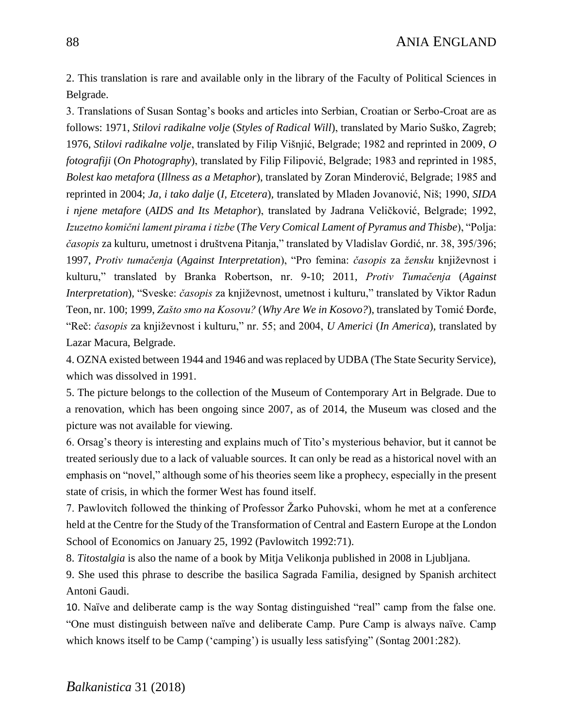2. This translation is rare and available only in the library of the Faculty of Political Sciences in Belgrade.

3. Translations of Susan Sontag's books and articles into Serbian, Croatian or Serbo-Croat are as follows: 1971, *Stilovi radikalne volje* (*Styles of Radical Will*), translated by Mario Suško, Zagreb; 1976, *Stilovi radikalne volje*, translated by Filip Višnjić, Belgrade; 1982 and reprinted in 2009, *O fotografiji* (*On Photography*), translated by Filip Filipović, Belgrade; 1983 and reprinted in 1985, *Bolest kao metafora* (*Illness as a Metaphor*), translated by Zoran Minderović, Belgrade; 1985 and reprinted in 2004; *Ja, i tako dalje* (*I, Etcetera*), translated by Mladen Jovanović, Niš; 1990, *SIDA i njene metafore* (*AIDS and Its Metaphor*), translated by Jadrana Veličković, Belgrade; 1992, *Izuzetno komični lament pirama i tizbe* (*The Very Comical Lament of Pyramus and Thisbe*), "Polja: *časopis* za kulturu, umetnost i društvena Pitanja," translated by Vladislav Gordić, nr. 38, 395/396; 1997, *Protiv tumačenja* (*Against Interpretation*), "Pro femina: *časopis* za *žensku* književnost i kulturu," translated by Branka Robertson, nr. 9-10; 2011, *Protiv Tumačenja* (*Against Interpretation*), "Sveske: *časopis* za književnost, umetnost i kulturu," translated by Viktor Radun Teon, nr. 100; 1999, *Zašto smo na Kosovu?* (*Why Are We in Kosovo?*), translated by Tomić Đorđe, "Reč: *časopis* za književnost i kulturu," nr. 55; and 2004, *U Americi* (*In America*), translated by Lazar Macura, Belgrade.

4. OZNA existed between 1944 and 1946 and was replaced by UDBA (The State Security Service), which was dissolved in 1991.

5. The picture belongs to the collection of the Museum of Contemporary Art in Belgrade. Due to a renovation, which has been ongoing since 2007, as of 2014, the Museum was closed and the picture was not available for viewing.

6. Orsag's theory is interesting and explains much of Tito's mysterious behavior, but it cannot be treated seriously due to a lack of valuable sources. It can only be read as a historical novel with an emphasis on "novel," although some of his theories seem like a prophecy, especially in the present state of crisis, in which the former West has found itself.

7. Pawlovitch followed the thinking of Professor Žarko Puhovski, whom he met at a conference held at the Centre for the Study of the Transformation of Central and Eastern Europe at the London School of Economics on January 25, 1992 (Pavlowitch 1992:71).

8. *Titostalgia* is also the name of a book by Mitja Velikonja published in 2008 in Ljubljana.

9. She used this phrase to describe the basilica Sagrada Familia, designed by Spanish architect Antoni Gaudi.

10. Naïve and deliberate camp is the way Sontag distinguished "real" camp from the false one. "One must distinguish between naïve and deliberate Camp. Pure Camp is always naïve. Camp which knows itself to be Camp ('camping') is usually less satisfying" (Sontag 2001:282).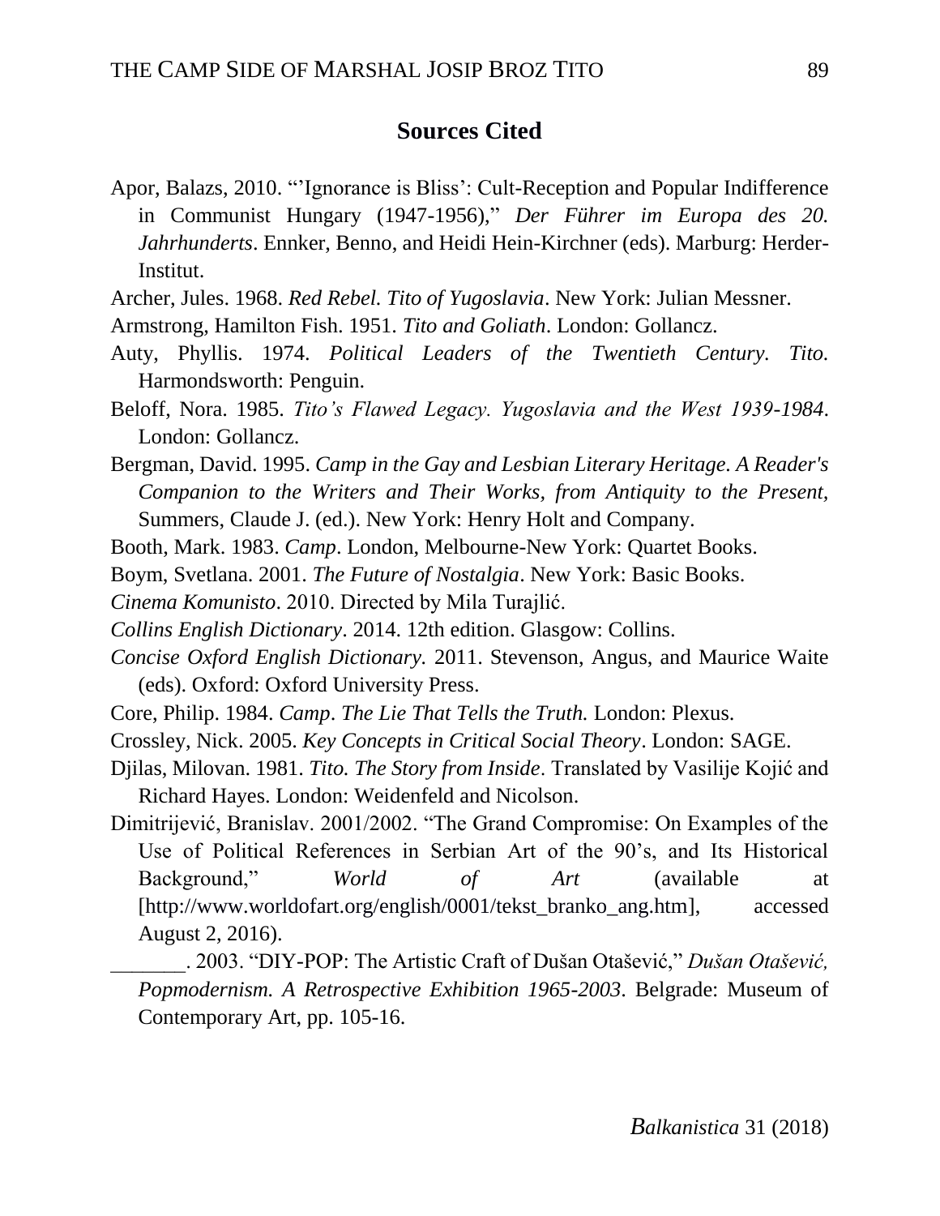## Sources Cited

Apor, Balazs, 2010. "'Ignorance is Bliss': Cult-Reception and Popular Indifference in Communist Hungary (1947-1956)," *Der Führer im Europa des 20. Jahrhunderts*. Ennker, Benno, and Heidi Hein-Kirchner (eds). Marburg: Herder-Institut.

Archer, Jules. 1968. *Red Rebel. Tito of Yugoslavia*. New York: Julian Messner.

Armstrong, Hamilton Fish. 1951. *Tito and Goliath*. London: Gollancz.

Auty, Phyllis. 1974. *Political Leaders of the Twentieth Century. Tito.* Harmondsworth: Penguin.

Beloff, Nora. 1985. *Tito's Flawed Legacy. Yugoslavia and the West 1939-1984*. London: Gollancz.

Bergman, David. 1995. *Camp in the Gay and Lesbian Literary Heritage. A Reader's Companion to the Writers and Their Works, from Antiquity to the Present,* Summers, Claude J. (ed.). New York: Henry Holt and Company.

Booth, Mark. 1983. *Camp*. London, Melbourne-New York: Quartet Books.

Boym, Svetlana. 2001. *The Future of Nostalgia*. New York: Basic Books.

*Cinema Komunisto*. 2010. Directed by Mila Turajlić.

*Collins English Dictionary*. 2014. 12th edition. Glasgow: Collins.

*Concise Oxford English Dictionary.* 2011. Stevenson, Angus, and Maurice Waite (eds). Oxford: Oxford University Press.

Core, Philip. 1984. *Camp*. *The Lie That Tells the Truth.* London: Plexus.

Crossley, Nick. 2005. *Key Concepts in Critical Social Theory*. London: SAGE.

Djilas, Milovan. 1981. *Tito. The Story from Inside*. Translated by Vasilije Kojić and Richard Hayes. London: Weidenfeld and Nicolson.

Dimitrijević, Branislav. 2001/2002. "The Grand Compromise: On Examples of the Use of Political References in Serbian Art of the 90's, and Its Historical Background," *World of Art* (available at [http://www.worldofart.org/english/0001/tekst_branko_ang.htm], accessed August 2, 2016).

_______. 2003. "DIY-POP: The Artistic Craft of Dušan Otašević," *Dušan Otašević, Popmodernism. A Retrospective Exhibition 1965-2003*. Belgrade: Museum of Contemporary Art, pp. 105-16.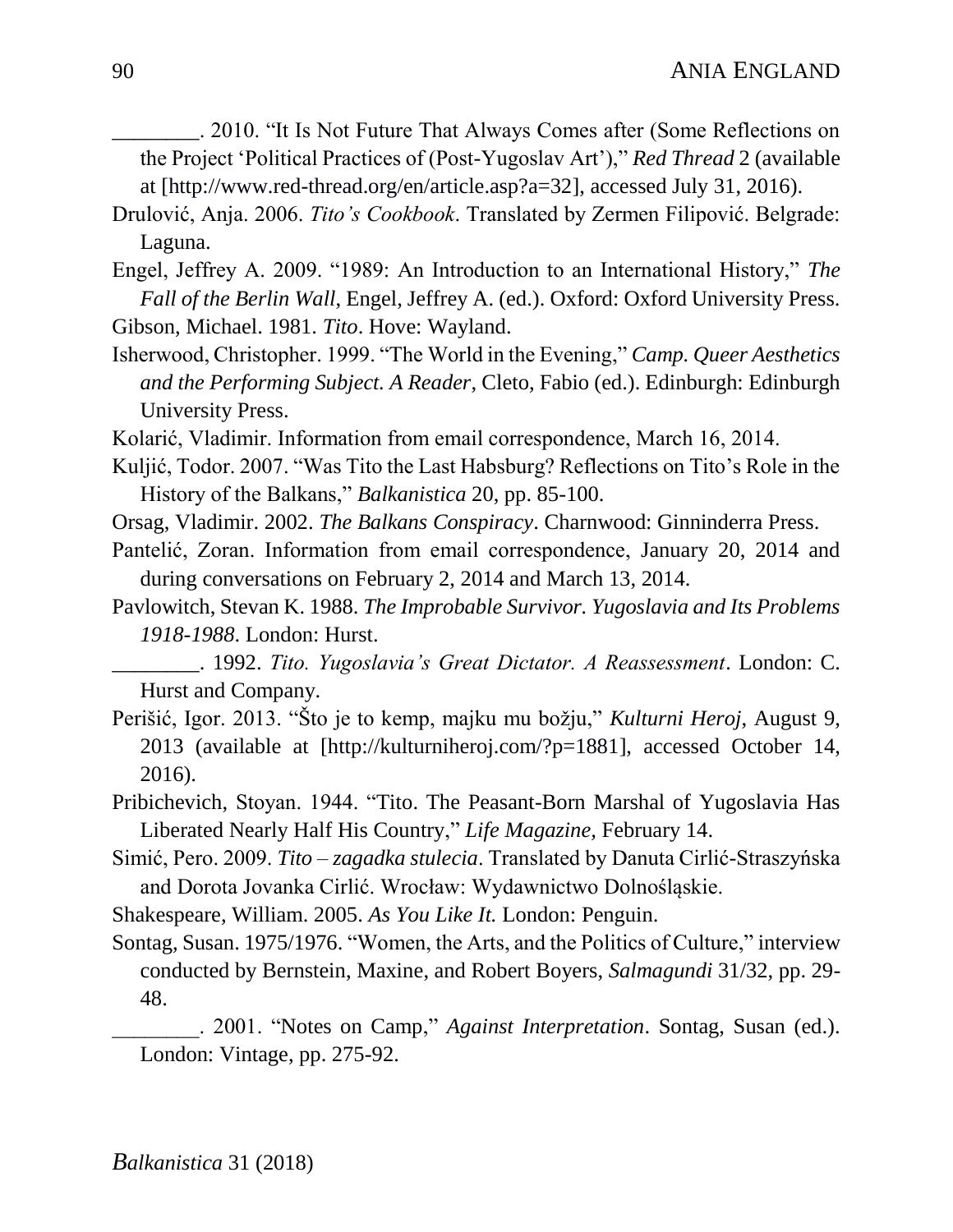________. 2010. "It Is Not Future That Always Comes after (Some Reflections on the Project 'Political Practices of (Post-Yugoslav Art')," *Red Thread* 2 (available at [http://www.red-thread.org/en/article.asp?a=32], accessed July 31, 2016).

Drulović, Anja. 2006. *Tito's Cookbook*. Translated by Zermen Filipović. Belgrade: Laguna.

Engel, Jeffrey A. 2009. "1989: An Introduction to an International History," *The Fall of the Berlin Wall*, Engel, Jeffrey A. (ed.). Oxford: Oxford University Press.

Gibson, Michael. 1981. *Tito*. Hove: Wayland.

Isherwood, Christopher. 1999. "The World in the Evening," *Camp. Queer Aesthetics and the Performing Subject. A Reader*, Cleto, Fabio (ed.). Edinburgh: Edinburgh University Press.

Kolarić, Vladimir. Information from email correspondence, March 16, 2014.

Kuljić, Todor. 2007. "Was Tito the Last Habsburg? Reflections on Tito's Role in the History of the Balkans," *Balkanistica* 20, pp. 85-100.

Orsag, Vladimir. 2002. *The Balkans Conspiracy*. Charnwood: Ginninderra Press.

Pantelić, Zoran. Information from email correspondence, January 20, 2014 and during conversations on February 2, 2014 and March 13, 2014.

Pavlowitch, Stevan K. 1988. *The Improbable Survivor. Yugoslavia and Its Problems 1918-1988*. London: Hurst.

________. 1992. *Tito. Yugoslavia's Great Dictator. A Reassessment*. London: C. Hurst and Company.

Perišić, Igor. 2013. "Što je to kemp, majku mu božju," *Kulturni Heroj*, August 9, 2013 (available at [http://kulturniheroj.com/?p=1881], accessed October 14, 2016).

Pribichevich, Stoyan. 1944. "Tito. The Peasant-Born Marshal of Yugoslavia Has Liberated Nearly Half His Country," *Life Magazine*, February 14.

Simić, Pero. 2009. *Tito – zagadka stulecia*. Translated by Danuta Cirlić-Straszyńska and Dorota Jovanka Cirlić. Wrocław: Wydawnictwo Dolnośląskie.

Shakespeare, William. 2005. *As You Like It.* London: Penguin.

Sontag, Susan. 1975/1976. "Women, the Arts, and the Politics of Culture," interview conducted by Bernstein, Maxine, and Robert Boyers, *Salmagundi* 31/32, pp. 29-48.

________. 2001. "Notes on Camp," *Against Interpretation*. Sontag, Susan (ed.). London: Vintage, pp. 275-92.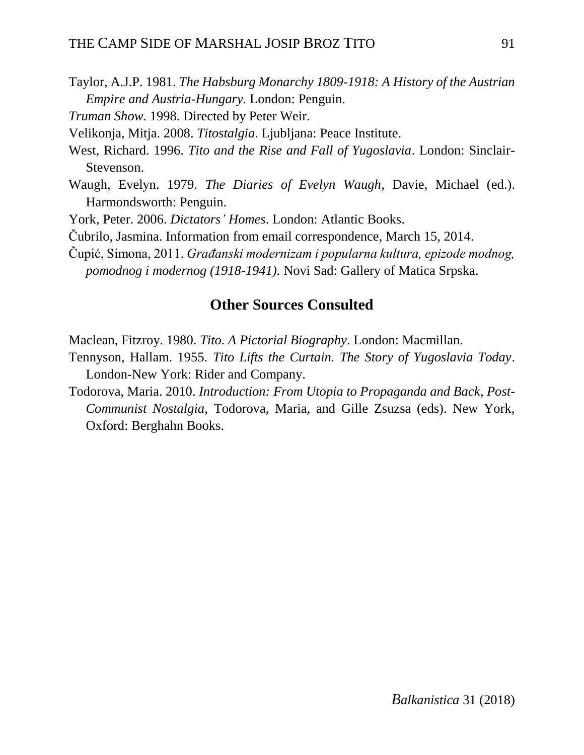Taylor, A.J.P. 1981. *The Habsburg Monarchy 1809-1918: A History of the Austrian Empire and Austria-Hungary*. London: Penguin.

*Truman Show*. 1998. Directed by Peter Weir.

Velikonja, Mitja. 2008. *Titostalgia*. Ljubljana: Peace Institute.

West, Richard. 1996. *Tito and the Rise and Fall of Yugoslavia*. London: Sinclair-Stevenson.

Waugh, Evelyn. 1979. *The Diaries of Evelyn Waugh*, Davie, Michael (ed.). Harmondsworth: Penguin.

York, Peter. 2006. *Dictators' Homes*. London: Atlantic Books.

Čubrilo, Jasmina. Information from email correspondence, March 15, 2014.

Čupić, Simona, 2011. *Građanski modernizam i popularna kultura, epizode modnog, pomodnog i modernog (1918-1941)*. Novi Sad: Gallery of Matica Srpska.

## Other Sources Consulted

Maclean, Fitzroy. 1980. *Tito. A Pictorial Biography*. London: Macmillan.

Tennyson, Hallam. 1955. *Tito Lifts the Curtain. The Story of Yugoslavia Today*. London-New York: Rider and Company.

Todorova, Maria. 2010. *Introduction: From Utopia to Propaganda and Back*, *Post-Communist Nostalgia*, Todorova, Maria, and Gille Zsuzsa (eds). New York, Oxford: Berghahn Books.